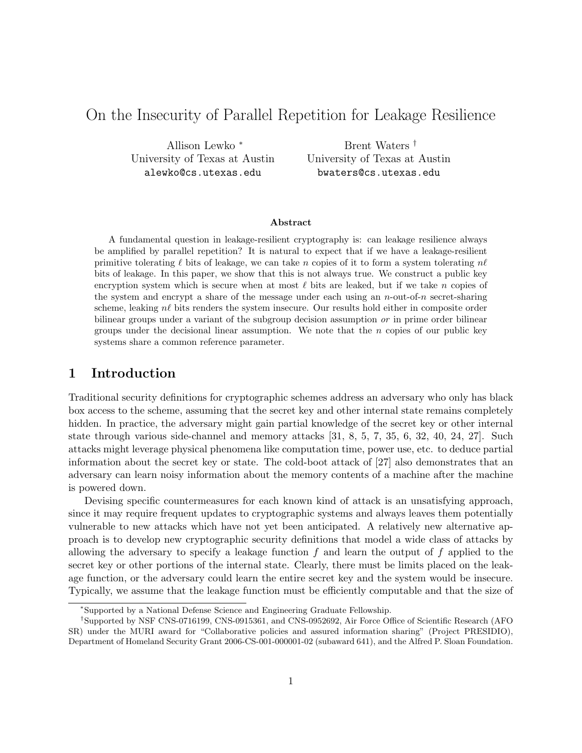# On the Insecurity of Parallel Repetition for Leakage Resilience

Allison Lewko [*]
University of Texas at Austin
alewko@cs.utexas.edu

Brent Waters [†]
University of Texas at Austin
bwaters@cs.utexas.edu

### Abstract

A fundamental question in leakage-resilient cryptography is: can leakage resilience always be amplified by parallel repetition? It is natural to expect that if we have a leakage-resilient primitive tolerating $\ell$ bits of leakage, we can take $n$ copies of it to form a system tolerating $n\ell$ bits of leakage. In this paper, we show that this is not always true. We construct a public key encryption system which is secure when at most $\ell$ bits are leaked, but if we take $n$ copies of the system and encrypt a share of the message under each using an $n$-out-of-$n$ secret-sharing scheme, leaking $n\ell$ bits renders the system insecure. Our results hold either in composite order bilinear groups under a variant of the subgroup decision assumption *or* in prime order bilinear groups under the decisional linear assumption. We note that the $n$ copies of our public key systems share a common reference parameter.

## 1 Introduction

Traditional security definitions for cryptographic schemes address an adversary who only has black box access to the scheme, assuming that the secret key and other internal state remains completely hidden. In practice, the adversary might gain partial knowledge of the secret key or other internal state through various side-channel and memory attacks [31, 8, 5, 7, 35, 6, 32, 40, 24, 27]. Such attacks might leverage physical phenomena like computation time, power use, etc. to deduce partial information about the secret key or state. The cold-boot attack of [27] also demonstrates that an adversary can learn noisy information about the memory contents of a machine after the machine is powered down.

Devising specific countermeasures for each known kind of attack is an unsatisfying approach, since it may require frequent updates to cryptographic systems and always leaves them potentially vulnerable to new attacks which have not yet been anticipated. A relatively new alternative approach is to develop new cryptographic security definitions that model a wide class of attacks by allowing the adversary to specify a leakage function $f$ and learn the output of $f$ applied to the secret key or other portions of the internal state. Clearly, there must be limits placed on the leakage function, or the adversary could learn the entire secret key and the system would be insecure. Typically, we assume that the leakage function must be efficiently computable and that the size of

[*]Supported by a National Defense Science and Engineering Graduate Fellowship.

[†]Supported by NSF CNS-0716199, CNS-0915361, and CNS-0952692, Air Force Office of Scientific Research (AFO SR) under the MURI award for "Collaborative policies and assured information sharing" (Project PRESIDIO), Department of Homeland Security Grant 2006-CS-001-000001-02 (subaward 641), and the Alfred P. Sloan Foundation.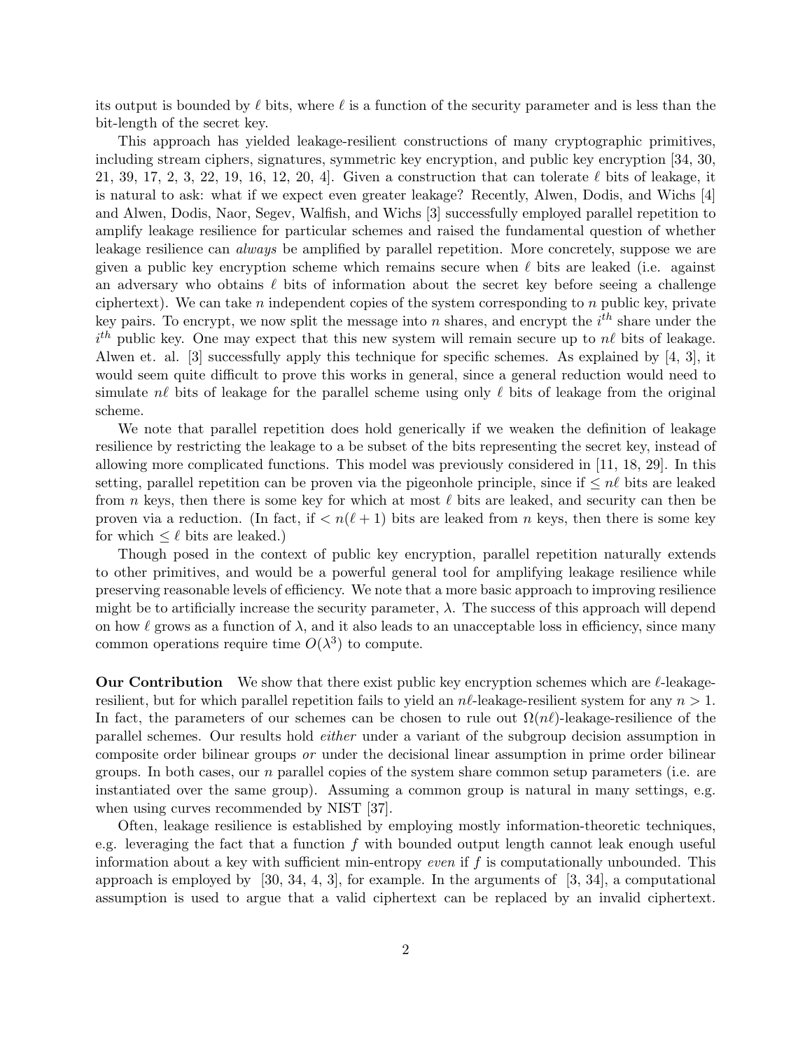its output is bounded by $\ell$ bits, where $\ell$ is a function of the security parameter and is less than the bit-length of the secret key.

This approach has yielded leakage-resilient constructions of many cryptographic primitives, including stream ciphers, signatures, symmetric key encryption, and public key encryption [34, 30, 21, 39, 17, 2, 3, 22, 19, 16, 12, 20, 4]. Given a construction that can tolerate $\ell$ bits of leakage, it is natural to ask: what if we expect even greater leakage? Recently, Alwen, Dodis, and Wichs [4] and Alwen, Dodis, Naor, Segev, Walfish, and Wichs [3] successfully employed parallel repetition to amplify leakage resilience for particular schemes and raised the fundamental question of whether leakage resilience can *always* be amplified by parallel repetition. More concretely, suppose we are given a public key encryption scheme which remains secure when $\ell$ bits are leaked (i.e. against an adversary who obtains $\ell$ bits of information about the secret key before seeing a challenge ciphertext). We can take $n$ independent copies of the system corresponding to $n$ public key, private key pairs. To encrypt, we now split the message into $n$ shares, and encrypt the $i^{th}$ share under the $i^{th}$ public key. One may expect that this new system will remain secure up to $n\ell$ bits of leakage. Alwen et. al. [3] successfully apply this technique for specific schemes. As explained by [4, 3], it would seem quite difficult to prove this works in general, since a general reduction would need to simulate $n\ell$ bits of leakage for the parallel scheme using only $\ell$ bits of leakage from the original scheme.

We note that parallel repetition does hold generically if we weaken the definition of leakage resilience by restricting the leakage to a be subset of the bits representing the secret key, instead of allowing more complicated functions. This model was previously considered in [11, 18, 29]. In this setting, parallel repetition can be proven via the pigeonhole principle, since if $\leq n\ell$ bits are leaked from $n$ keys, then there is some key for which at most $\ell$ bits are leaked, and security can then be proven via a reduction. (In fact, if $< n(\ell + 1)$ bits are leaked from $n$ keys, then there is some key for which $\leq \ell$ bits are leaked.)

Though posed in the context of public key encryption, parallel repetition naturally extends to other primitives, and would be a powerful general tool for amplifying leakage resilience while preserving reasonable levels of efficiency. We note that a more basic approach to improving resilience might be to artificially increase the security parameter, $\lambda$. The success of this approach will depend on how $\ell$ grows as a function of $\lambda$, and it also leads to an unacceptable loss in efficiency, since many common operations require time $O(\lambda^3)$ to compute.

**Our Contribution** We show that there exist public key encryption schemes which are $\ell$-leakage-resilient, but for which parallel repetition fails to yield an $n\ell$-leakage-resilient system for any $n > 1$. In fact, the parameters of our schemes can be chosen to rule out $\Omega(n\ell)$-leakage-resilience of the parallel schemes. Our results hold *either* under a variant of the subgroup decision assumption in composite order bilinear groups *or* under the decisional linear assumption in prime order bilinear groups. In both cases, our $n$ parallel copies of the system share common setup parameters (i.e. are instantiated over the same group). Assuming a common group is natural in many settings, e.g. when using curves recommended by NIST [37].

Often, leakage resilience is established by employing mostly information-theoretic techniques, e.g. leveraging the fact that a function $f$ with bounded output length cannot leak enough useful information about a key with sufficient min-entropy *even* if $f$ is computationally unbounded. This approach is employed by [30, 34, 4, 3], for example. In the arguments of [3, 34], a computational assumption is used to argue that a valid ciphertext can be replaced by an invalid ciphertext.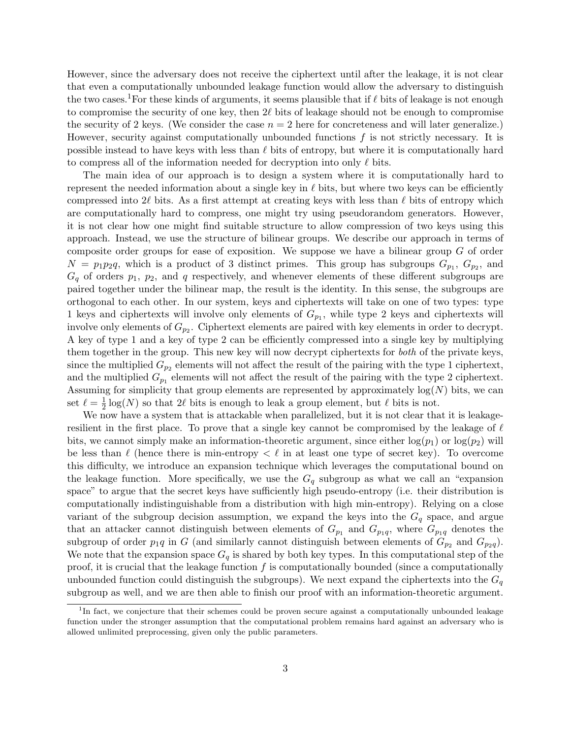However, since the adversary does not receive the ciphertext until after the leakage, it is not clear that even a computationally unbounded leakage function would allow the adversary to distinguish the two cases.[1] For these kinds of arguments, it seems plausible that if $\ell$ bits of leakage is not enough to compromise the security of one key, then $2\ell$ bits of leakage should not be enough to compromise the security of 2 keys. (We consider the case $n = 2$ here for concreteness and will later generalize.) However, security against computationally unbounded functions $f$ is not strictly necessary. It is possible instead to have keys with less than $\ell$ bits of entropy, but where it is computationally hard to compress all of the information needed for decryption into only $\ell$ bits.

The main idea of our approach is to design a system where it is computationally hard to represent the needed information about a single key in $\ell$ bits, but where two keys can be efficiently compressed into $2\ell$ bits. As a first attempt at creating keys with less than $\ell$ bits of entropy which are computationally hard to compress, one might try using pseudorandom generators. However, it is not clear how one might find suitable structure to allow compression of two keys using this approach. Instead, we use the structure of bilinear groups. We describe our approach in terms of composite order groups for ease of exposition. We suppose we have a bilinear group $G$ of order $N = p_1 p_2 q$, which is a product of 3 distinct primes. This group has subgroups $G_{p_1}$, $G_{p_2}$, and $G_q$ of orders $p_1$, $p_2$, and $q$ respectively, and whenever elements of these different subgroups are paired together under the bilinear map, the result is the identity. In this sense, the subgroups are orthogonal to each other. In our system, keys and ciphertexts will take on one of two types: type 1 keys and ciphertexts will involve only elements of $G_{p_1}$, while type 2 keys and ciphertexts will involve only elements of $G_{p_2}$. Ciphertext elements are paired with key elements in order to decrypt. A key of type 1 and a key of type 2 can be efficiently compressed into a single key by multiplying them together in the group. This new key will now decrypt ciphertexts for *both* of the private keys, since the multiplied $G_{p_2}$ elements will not affect the result of the pairing with the type 1 ciphertext, and the multiplied $G_{p_1}$ elements will not affect the result of the pairing with the type 2 ciphertext. Assuming for simplicity that group elements are represented by approximately $\log(N)$ bits, we can set $\ell = \frac{1}{2}\log(N)$ so that $2\ell$ bits is enough to leak a group element, but $\ell$ bits is not.

We now have a system that is attackable when parallelized, but it is not clear that it is leakage-resilient in the first place. To prove that a single key cannot be compromised by the leakage of $\ell$ bits, we cannot simply make an information-theoretic argument, since either $\log(p_1)$ or $\log(p_2)$ will be less than $\ell$ (hence there is min-entropy $< \ell$ in at least one type of secret key). To overcome this difficulty, we introduce an expansion technique which leverages the computational bound on the leakage function. More specifically, we use the $G_q$ subgroup as what we call an "expansion space" to argue that the secret keys have sufficiently high pseudo-entropy (i.e. their distribution is computationally indistinguishable from a distribution with high min-entropy). Relying on a close variant of the subgroup decision assumption, we expand the keys into the $G_q$ space, and argue that an attacker cannot distinguish between elements of $G_{p_1}$ and $G_{p_1 q}$, where $G_{p_1 q}$ denotes the subgroup of order $p_1 q$ in $G$ (and similarly cannot distinguish between elements of $G_{p_2}$ and $G_{p_2 q}$). We note that the expansion space $G_q$ is shared by both key types. In this computational step of the proof, it is crucial that the leakage function $f$ is computationally bounded (since a computationally unbounded function could distinguish the subgroups). We next expand the ciphertexts into the $G_q$ subgroup as well, and we are then able to finish our proof with an information-theoretic argument.

[1] In fact, we conjecture that their schemes could be proven secure against a computationally unbounded leakage function under the stronger assumption that the computational problem remains hard against an adversary who is allowed unlimited preprocessing, given only the public parameters.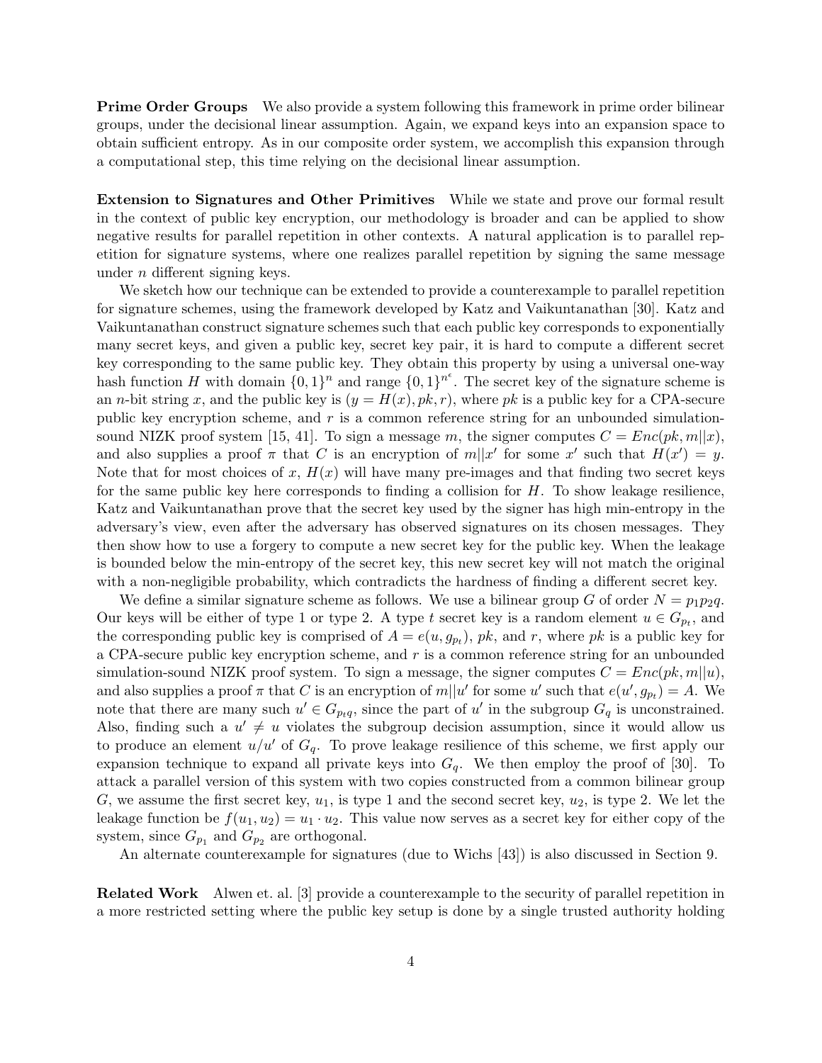**Prime Order Groups** We also provide a system following this framework in prime order bilinear groups, under the decisional linear assumption. Again, we expand keys into an expansion space to obtain sufficient entropy. As in our composite order system, we accomplish this expansion through a computational step, this time relying on the decisional linear assumption.

**Extension to Signatures and Other Primitives** While we state and prove our formal result in the context of public key encryption, our methodology is broader and can be applied to show negative results for parallel repetition in other contexts. A natural application is to parallel repetition for signature systems, where one realizes parallel repetition by signing the same message under $n$ different signing keys.

We sketch how our technique can be extended to provide a counterexample to parallel repetition for signature schemes, using the framework developed by Katz and Vaikuntanathan [30]. Katz and Vaikuntanathan construct signature schemes such that each public key corresponds to exponentially many secret keys, and given a public key, secret key pair, it is hard to compute a different secret key corresponding to the same public key. They obtain this property by using a universal one-way hash function $H$ with domain $\{0,1\}^n$ and range $\{0,1\}^{n^\epsilon}$. The secret key of the signature scheme is an $n$-bit string $x$, and the public key is $(y = H(x), pk, r)$, where $pk$ is a public key for a CPA-secure public key encryption scheme, and $r$ is a common reference string for an unbounded simulation-sound NIZK proof system [15, 41]. To sign a message $m$, the signer computes $C = Enc(pk, m||x)$, and also supplies a proof $\pi$ that $C$ is an encryption of $m||x'$ for some $x'$ such that $H(x') = y$. Note that for most choices of $x$, $H(x)$ will have many pre-images and that finding two secret keys for the same public key here corresponds to finding a collision for $H$. To show leakage resilience, Katz and Vaikuntanathan prove that the secret key used by the signer has high min-entropy in the adversary's view, even after the adversary has observed signatures on its chosen messages. They then show how to use a forgery to compute a new secret key for the public key. When the leakage is bounded below the min-entropy of the secret key, this new secret key will not match the original with a non-negligible probability, which contradicts the hardness of finding a different secret key.

We define a similar signature scheme as follows. We use a bilinear group $G$ of order $N = p_1p_2q$. Our keys will be either of type 1 or type 2. A type $t$ secret key is a random element $u \in G_{p_t}$, and the corresponding public key is comprised of $A = e(u, g_{p_t})$, $pk$, and $r$, where $pk$ is a public key for a CPA-secure public key encryption scheme, and $r$ is a common reference string for an unbounded simulation-sound NIZK proof system. To sign a message, the signer computes $C = Enc(pk, m||u)$, and also supplies a proof $\pi$ that $C$ is an encryption of $m||u'$ for some $u'$ such that $e(u', g_{p_t}) = A$. We note that there are many such $u' \in G_{p_tq}$, since the part of $u'$ in the subgroup $G_q$ is unconstrained. Also, finding such a $u' \neq u$ violates the subgroup decision assumption, since it would allow us to produce an element $u/u'$ of $G_q$. To prove leakage resilience of this scheme, we first apply our expansion technique to expand all private keys into $G_q$. We then employ the proof of [30]. To attack a parallel version of this system with two copies constructed from a common bilinear group $G$, we assume the first secret key, $u_1$, is type 1 and the second secret key, $u_2$, is type 2. We let the leakage function be $f(u_1, u_2) = u_1 \cdot u_2$. This value now serves as a secret key for either copy of the system, since $G_{p_1}$ and $G_{p_2}$ are orthogonal.

An alternate counterexample for signatures (due to Wichs [43]) is also discussed in Section 9.

**Related Work** Alwen et. al. [3] provide a counterexample to the security of parallel repetition in a more restricted setting where the public key setup is done by a single trusted authority holding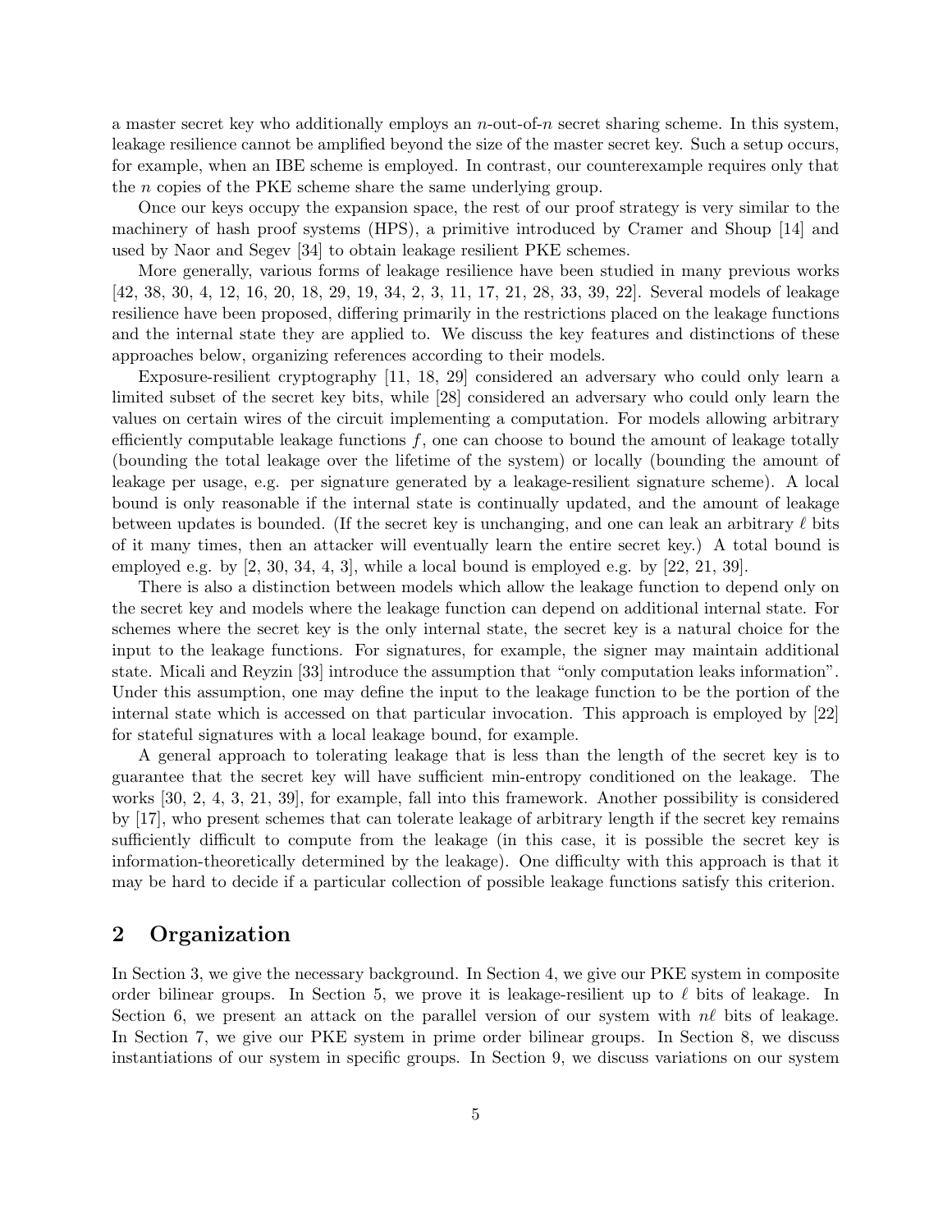a master secret key who additionally employs an $n$-out-of-$n$ secret sharing scheme. In this system, leakage resilience cannot be amplified beyond the size of the master secret key. Such a setup occurs, for example, when an IBE scheme is employed. In contrast, our counterexample requires only that the $n$ copies of the PKE scheme share the same underlying group.

Once our keys occupy the expansion space, the rest of our proof strategy is very similar to the machinery of hash proof systems (HPS), a primitive introduced by Cramer and Shoup [14] and used by Naor and Segev [34] to obtain leakage resilient PKE schemes.

More generally, various forms of leakage resilience have been studied in many previous works [42, 38, 30, 4, 12, 16, 20, 18, 29, 19, 34, 2, 3, 11, 17, 21, 28, 33, 39, 22]. Several models of leakage resilience have been proposed, differing primarily in the restrictions placed on the leakage functions and the internal state they are applied to. We discuss the key features and distinctions of these approaches below, organizing references according to their models.

Exposure-resilient cryptography [11, 18, 29] considered an adversary who could only learn a limited subset of the secret key bits, while [28] considered an adversary who could only learn the values on certain wires of the circuit implementing a computation. For models allowing arbitrary efficiently computable leakage functions $f$, one can choose to bound the amount of leakage totally (bounding the total leakage over the lifetime of the system) or locally (bounding the amount of leakage per usage, e.g. per signature generated by a leakage-resilient signature scheme). A local bound is only reasonable if the internal state is continually updated, and the amount of leakage between updates is bounded. (If the secret key is unchanging, and one can leak an arbitrary $\ell$ bits of it many times, then an attacker will eventually learn the entire secret key.) A total bound is employed e.g. by [2, 30, 34, 4, 3], while a local bound is employed e.g. by [22, 21, 39].

There is also a distinction between models which allow the leakage function to depend only on the secret key and models where the leakage function can depend on additional internal state. For schemes where the secret key is the only internal state, the secret key is a natural choice for the input to the leakage functions. For signatures, for example, the signer may maintain additional state. Micali and Reyzin [33] introduce the assumption that "only computation leaks information". Under this assumption, one may define the input to the leakage function to be the portion of the internal state which is accessed on that particular invocation. This approach is employed by [22] for stateful signatures with a local leakage bound, for example.

A general approach to tolerating leakage that is less than the length of the secret key is to guarantee that the secret key will have sufficient min-entropy conditioned on the leakage. The works [30, 2, 4, 3, 21, 39], for example, fall into this framework. Another possibility is considered by [17], who present schemes that can tolerate leakage of arbitrary length if the secret key remains sufficiently difficult to compute from the leakage (in this case, it is possible the secret key is information-theoretically determined by the leakage). One difficulty with this approach is that it may be hard to decide if a particular collection of possible leakage functions satisfy this criterion.

## 2 Organization

In Section 3, we give the necessary background. In Section 4, we give our PKE system in composite order bilinear groups. In Section 5, we prove it is leakage-resilient up to $\ell$ bits of leakage. In Section 6, we present an attack on the parallel version of our system with $n\ell$ bits of leakage. In Section 7, we give our PKE system in prime order bilinear groups. In Section 8, we discuss instantiations of our system in specific groups. In Section 9, we discuss variations on our system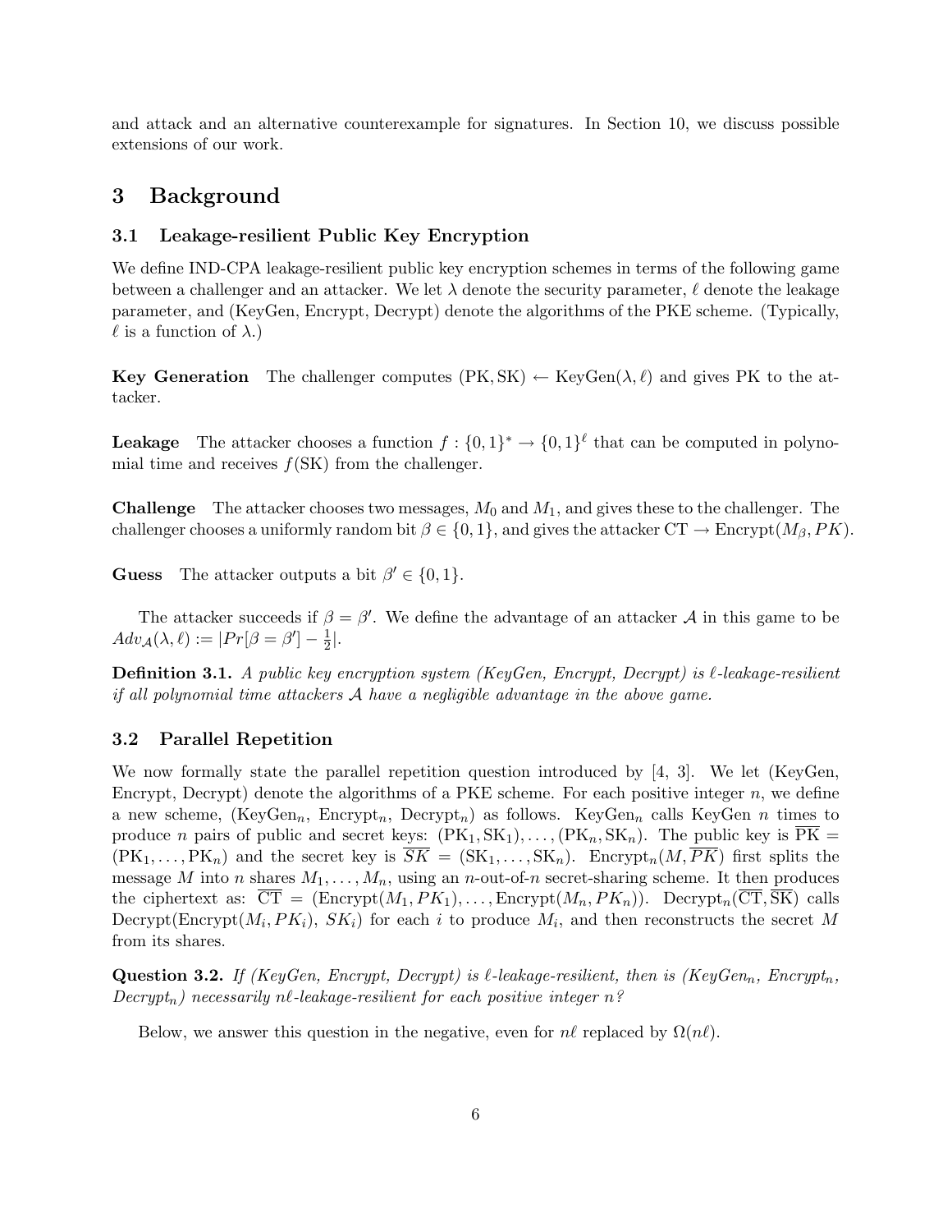and attack and an alternative counterexample for signatures. In Section 10, we discuss possible extensions of our work.

## 3 Background

### 3.1 Leakage-resilient Public Key Encryption

We define IND-CPA leakage-resilient public key encryption schemes in terms of the following game between a challenger and an attacker. We let $\lambda$ denote the security parameter, $\ell$ denote the leakage parameter, and (KeyGen, Encrypt, Decrypt) denote the algorithms of the PKE scheme. (Typically, $\ell$ is a function of $\lambda$.)

**Key Generation** The challenger computes $(\mathrm{PK}, \mathrm{SK}) \leftarrow \mathrm{KeyGen}(\lambda, \ell)$ and gives PK to the attacker.

**Leakage** The attacker chooses a function $f : \{0,1\}^* \rightarrow \{0,1\}^\ell$ that can be computed in polynomial time and receives $f(\mathrm{SK})$ from the challenger.

**Challenge** The attacker chooses two messages, $M_0$ and $M_1$, and gives these to the challenger. The challenger chooses a uniformly random bit $\beta \in \{0,1\}$, and gives the attacker $\mathrm{CT} \rightarrow \mathrm{Encrypt}(M_\beta, PK)$.

**Guess** The attacker outputs a bit $\beta' \in \{0,1\}$.

The attacker succeeds if $\beta = \beta'$. We define the advantage of an attacker $\mathcal{A}$ in this game to be $Adv_{\mathcal{A}}(\lambda, \ell) := |Pr[\beta = \beta'] - \frac{1}{2}|$.

**Definition 3.1.** *A public key encryption system (KeyGen, Encrypt, Decrypt) is $\ell$-leakage-resilient if all polynomial time attackers $\mathcal{A}$ have a negligible advantage in the above game.*

### 3.2 Parallel Repetition

We now formally state the parallel repetition question introduced by [4, 3]. We let (KeyGen, Encrypt, Decrypt) denote the algorithms of a PKE scheme. For each positive integer $n$, we define a new scheme, ($\mathrm{KeyGen}_n$, $\mathrm{Encrypt}_n$, $\mathrm{Decrypt}_n$) as follows. $\mathrm{KeyGen}_n$ calls KeyGen $n$ times to produce $n$ pairs of public and secret keys: $(\mathrm{PK}_1, \mathrm{SK}_1), \ldots, (\mathrm{PK}_n, \mathrm{SK}_n)$. The public key is $\overline{\mathrm{PK}} = (\mathrm{PK}_1, \ldots, \mathrm{PK}_n)$ and the secret key is $\overline{SK} = (\mathrm{SK}_1, \ldots, \mathrm{SK}_n)$. $\mathrm{Encrypt}_n(M, \overline{PK})$ first splits the message $M$ into $n$ shares $M_1, \ldots, M_n$, using an $n$-out-of-$n$ secret-sharing scheme. It then produces the ciphertext as: $\overline{\mathrm{CT}} = (\mathrm{Encrypt}(M_1, PK_1), \ldots, \mathrm{Encrypt}(M_n, PK_n))$. $\mathrm{Decrypt}_n(\overline{\mathrm{CT}}, \overline{\mathrm{SK}})$ calls $\mathrm{Decrypt}(\mathrm{Encrypt}(M_i, PK_i), SK_i)$ for each $i$ to produce $M_i$, and then reconstructs the secret $M$ from its shares.

**Question 3.2.** *If (KeyGen, Encrypt, Decrypt) is $\ell$-leakage-resilient, then is ($\mathrm{KeyGen}_n$, $\mathrm{Encrypt}_n$, $\mathrm{Decrypt}_n$) necessarily $n\ell$-leakage-resilient for each positive integer $n$?*

Below, we answer this question in the negative, even for $n\ell$ replaced by $\Omega(n\ell)$.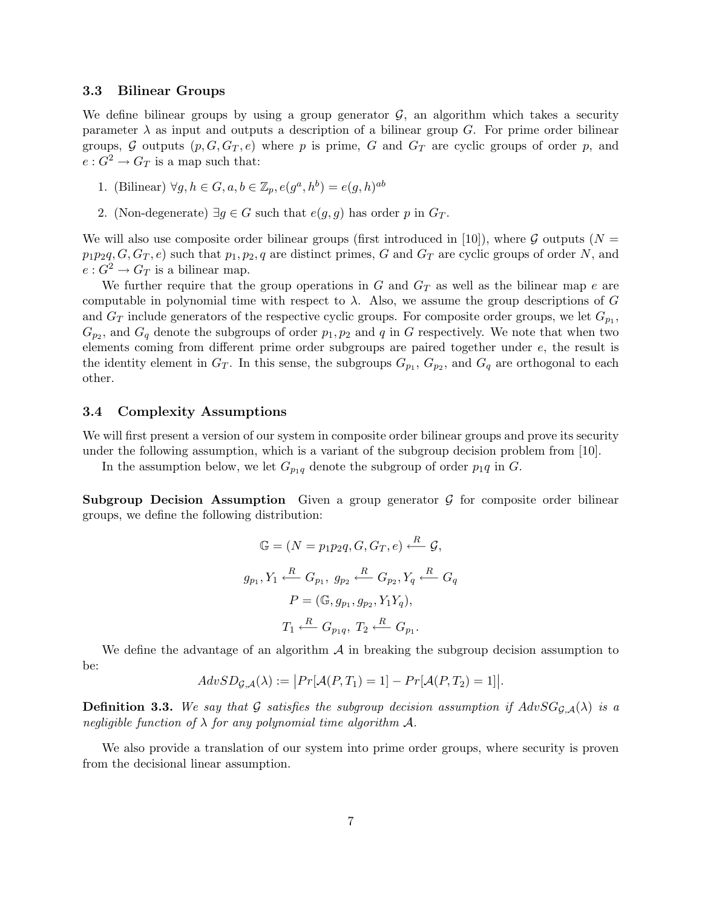### 3.3 Bilinear Groups

We define bilinear groups by using a group generator $\mathcal{G}$, an algorithm which takes a security parameter $\lambda$ as input and outputs a description of a bilinear group $G$. For prime order bilinear groups, $\mathcal{G}$ outputs $(p, G, G_T, e)$ where $p$ is prime, $G$ and $G_T$ are cyclic groups of order $p$, and $e : G^2 \to G_T$ is a map such that:

1. (Bilinear) $\forall g, h \in G, a, b \in \mathbb{Z}_p, e(g^a, h^b) = e(g, h)^{ab}$
2. (Non-degenerate) $\exists g \in G$ such that $e(g, g)$ has order $p$ in $G_T$.

We will also use composite order bilinear groups (first introduced in [10]), where $\mathcal{G}$ outputs $(N = p_1 p_2 q, G, G_T, e)$ such that $p_1, p_2, q$ are distinct primes, $G$ and $G_T$ are cyclic groups of order $N$, and $e : G^2 \to G_T$ is a bilinear map.

We further require that the group operations in $G$ and $G_T$ as well as the bilinear map $e$ are computable in polynomial time with respect to $\lambda$. Also, we assume the group descriptions of $G$ and $G_T$ include generators of the respective cyclic groups. For composite order groups, we let $G_{p_1}$, $G_{p_2}$, and $G_q$ denote the subgroups of order $p_1, p_2$ and $q$ in $G$ respectively. We note that when two elements coming from different prime order subgroups are paired together under $e$, the result is the identity element in $G_T$. In this sense, the subgroups $G_{p_1}$, $G_{p_2}$, and $G_q$ are orthogonal to each other.

### 3.4 Complexity Assumptions

We will first present a version of our system in composite order bilinear groups and prove its security under the following assumption, which is a variant of the subgroup decision problem from [10].

In the assumption below, we let $G_{p_1 q}$ denote the subgroup of order $p_1 q$ in $G$.

**Subgroup Decision Assumption** Given a group generator $\mathcal{G}$ for composite order bilinear groups, we define the following distribution:

$$\mathbb{G} = (N = p_1 p_2 q, G, G_T, e) \xleftarrow{R} \mathcal{G},$$

$$g_{p_1}, Y_1 \xleftarrow{R} G_{p_1},\ g_{p_2} \xleftarrow{R} G_{p_2}, Y_q \xleftarrow{R} G_q$$

$$P = (\mathbb{G}, g_{p_1}, g_{p_2}, Y_1 Y_q),$$

$$T_1 \xleftarrow{R} G_{p_1 q},\ T_2 \xleftarrow{R} G_{p_1}.$$

We define the advantage of an algorithm $\mathcal{A}$ in breaking the subgroup decision assumption to be:

$$AdvSD_{\mathcal{G},\mathcal{A}}(\lambda) := \big| Pr[\mathcal{A}(P, T_1) = 1] - Pr[\mathcal{A}(P, T_2) = 1] \big|.$$

**Definition 3.3.** *We say that $\mathcal{G}$ satisfies the subgroup decision assumption if $AdvSG_{\mathcal{G},\mathcal{A}}(\lambda)$ is a negligible function of $\lambda$ for any polynomial time algorithm $\mathcal{A}$.*

We also provide a translation of our system into prime order groups, where security is proven from the decisional linear assumption.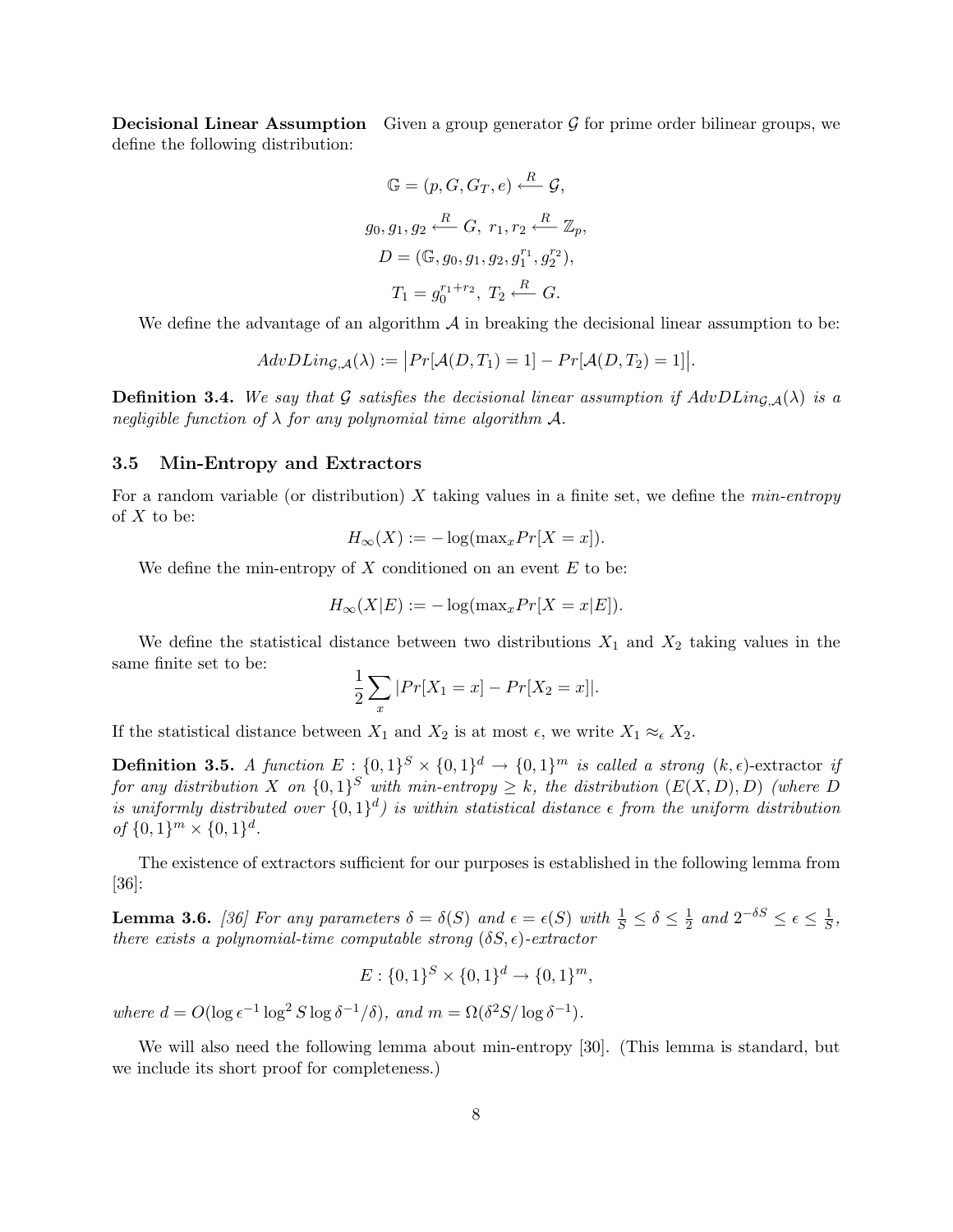**Decisional Linear Assumption** Given a group generator $\mathcal{G}$ for prime order bilinear groups, we define the following distribution:

$$\mathbb{G} = (p, G, G_T, e) \xleftarrow{R} \mathcal{G},$$

$$g_0, g_1, g_2 \xleftarrow{R} G, \ r_1, r_2 \xleftarrow{R} \mathbb{Z}_p,$$

$$D = (\mathbb{G}, g_0, g_1, g_2, g_1^{r_1}, g_2^{r_2}),$$

$$T_1 = g_0^{r_1+r_2}, \ T_2 \xleftarrow{R} G.$$

We define the advantage of an algorithm $\mathcal{A}$ in breaking the decisional linear assumption to be:

$$AdvDLin_{\mathcal{G},\mathcal{A}}(\lambda) := \big|Pr[\mathcal{A}(D, T_1) = 1] - Pr[\mathcal{A}(D, T_2) = 1]\big|.$$

**Definition 3.4.** *We say that $\mathcal{G}$ satisfies the decisional linear assumption if $AdvDLin_{\mathcal{G},\mathcal{A}}(\lambda)$ is a negligible function of $\lambda$ for any polynomial time algorithm $\mathcal{A}$.*

### 3.5 Min-Entropy and Extractors

For a random variable (or distribution) $X$ taking values in a finite set, we define the *min-entropy* of $X$ to be:

$$H_\infty(X) := -\log(\max_x Pr[X = x]).$$

We define the min-entropy of $X$ conditioned on an event $E$ to be:

$$H_\infty(X|E) := -\log(\max_x Pr[X = x|E]).$$

We define the statistical distance between two distributions $X_1$ and $X_2$ taking values in the same finite set to be:

$$\frac{1}{2}\sum_x |Pr[X_1 = x] - Pr[X_2 = x]|.$$

If the statistical distance between $X_1$ and $X_2$ is at most $\epsilon$, we write $X_1 \approx_\epsilon X_2$.

**Definition 3.5.** *A function $E : \{0,1\}^S \times \{0,1\}^d \to \{0,1\}^m$ is called a strong* $(k, \epsilon)$-extractor *if for any distribution $X$ on $\{0,1\}^S$ with min-entropy $\geq k$, the distribution $(E(X, D), D)$ (where $D$ is uniformly distributed over $\{0,1\}^d$) is within statistical distance $\epsilon$ from the uniform distribution of $\{0,1\}^m \times \{0,1\}^d$.*

The existence of extractors sufficient for our purposes is established in the following lemma from [36]:

**Lemma 3.6.** *[36] For any parameters $\delta = \delta(S)$ and $\epsilon = \epsilon(S)$ with $\frac{1}{S} \leq \delta \leq \frac{1}{2}$ and $2^{-\delta S} \leq \epsilon \leq \frac{1}{S}$, there exists a polynomial-time computable strong $(\delta S, \epsilon)$-extractor*

$$E : \{0,1\}^S \times \{0,1\}^d \to \{0,1\}^m,$$

*where $d = O(\log \epsilon^{-1} \log^2 S \log \delta^{-1}/\delta)$, and $m = \Omega(\delta^2 S/\log \delta^{-1})$.*

We will also need the following lemma about min-entropy [30]. (This lemma is standard, but we include its short proof for completeness.)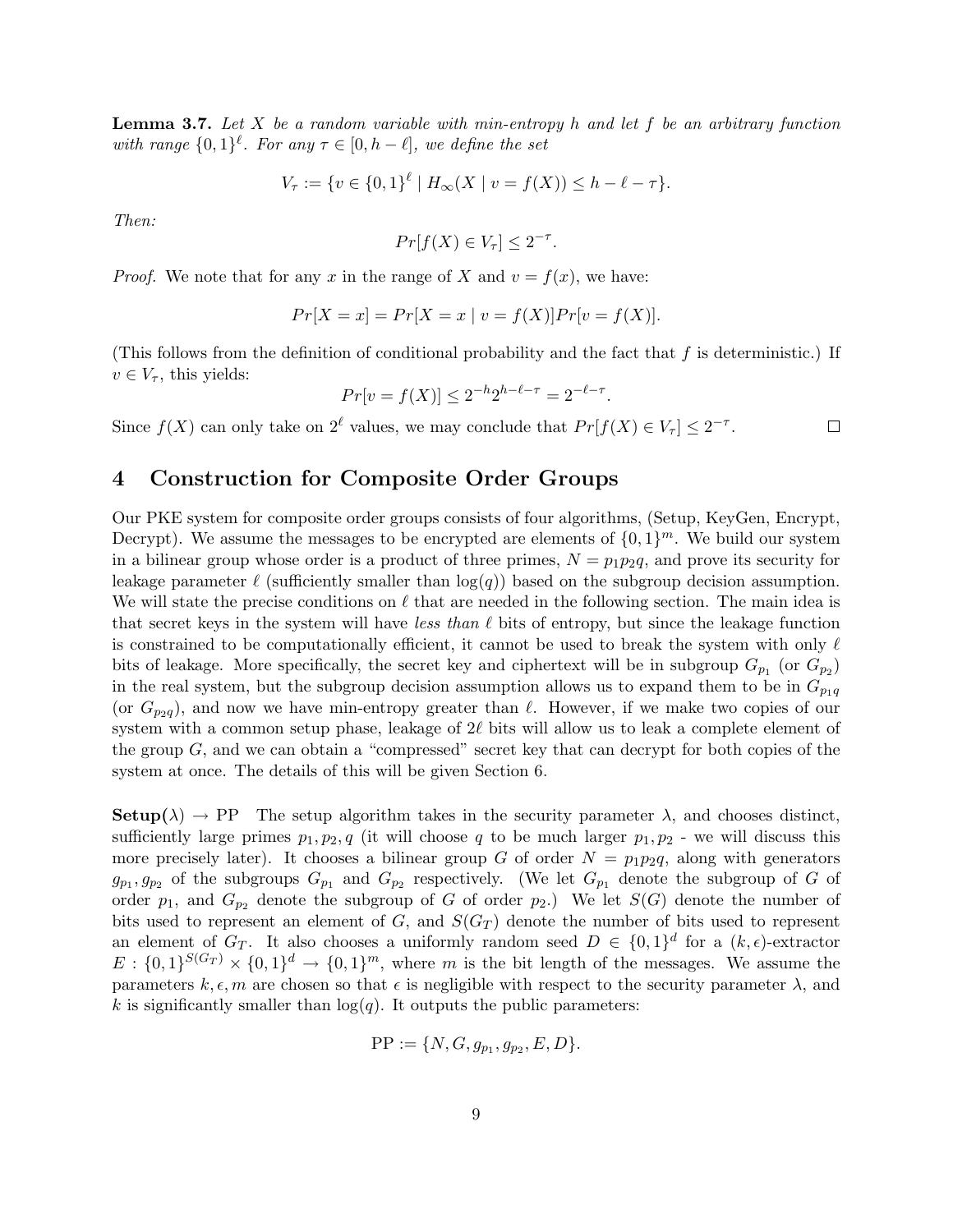**Lemma 3.7.** *Let $X$ be a random variable with min-entropy $h$ and let $f$ be an arbitrary function with range $\{0,1\}^\ell$. For any $\tau \in [0, h-\ell]$, we define the set*

$$V_\tau := \{v \in \{0,1\}^\ell \mid H_\infty(X \mid v = f(X)) \leq h - \ell - \tau\}.$$

*Then:*

$$Pr[f(X) \in V_\tau] \leq 2^{-\tau}.$$

*Proof.* We note that for any $x$ in the range of $X$ and $v = f(x)$, we have:

$$Pr[X = x] = Pr[X = x \mid v = f(X)]Pr[v = f(X)].$$

(This follows from the definition of conditional probability and the fact that $f$ is deterministic.) If $v \in V_\tau$, this yields:

$$Pr[v = f(X)] \leq 2^{-h}2^{h-\ell-\tau} = 2^{-\ell-\tau}.$$

Since $f(X)$ can only take on $2^\ell$ values, we may conclude that $Pr[f(X) \in V_\tau] \leq 2^{-\tau}$. □

# 4 Construction for Composite Order Groups

Our PKE system for composite order groups consists of four algorithms, (Setup, KeyGen, Encrypt, Decrypt). We assume the messages to be encrypted are elements of $\{0,1\}^m$. We build our system in a bilinear group whose order is a product of three primes, $N = p_1p_2q$, and prove its security for leakage parameter $\ell$ (sufficiently smaller than $\log(q)$) based on the subgroup decision assumption. We will state the precise conditions on $\ell$ that are needed in the following section. The main idea is that secret keys in the system will have *less than* $\ell$ bits of entropy, but since the leakage function is constrained to be computationally efficient, it cannot be used to break the system with only $\ell$ bits of leakage. More specifically, the secret key and ciphertext will be in subgroup $G_{p_1}$ (or $G_{p_2}$) in the real system, but the subgroup decision assumption allows us to expand them to be in $G_{p_1q}$ (or $G_{p_2q}$), and now we have min-entropy greater than $\ell$. However, if we make two copies of our system with a common setup phase, leakage of $2\ell$ bits will allow us to leak a complete element of the group $G$, and we can obtain a "compressed" secret key that can decrypt for both copies of the system at once. The details of this will be given Section 6.

**Setup($\lambda$) $\to$ PP** The setup algorithm takes in the security parameter $\lambda$, and chooses distinct, sufficiently large primes $p_1, p_2, q$ (it will choose $q$ to be much larger $p_1, p_2$ - we will discuss this more precisely later). It chooses a bilinear group $G$ of order $N = p_1p_2q$, along with generators $g_{p_1}, g_{p_2}$ of the subgroups $G_{p_1}$ and $G_{p_2}$ respectively. (We let $G_{p_1}$ denote the subgroup of $G$ of order $p_1$, and $G_{p_2}$ denote the subgroup of $G$ of order $p_2$.) We let $S(G)$ denote the number of bits used to represent an element of $G$, and $S(G_T)$ denote the number of bits used to represent an element of $G_T$. It also chooses a uniformly random seed $D \in \{0,1\}^d$ for a $(k,\epsilon)$-extractor $E : \{0,1\}^{S(G_T)} \times \{0,1\}^d \to \{0,1\}^m$, where $m$ is the bit length of the messages. We assume the parameters $k, \epsilon, m$ are chosen so that $\epsilon$ is negligible with respect to the security parameter $\lambda$, and $k$ is significantly smaller than $\log(q)$. It outputs the public parameters:

$$\text{PP} := \{N, G, g_{p_1}, g_{p_2}, E, D\}.$$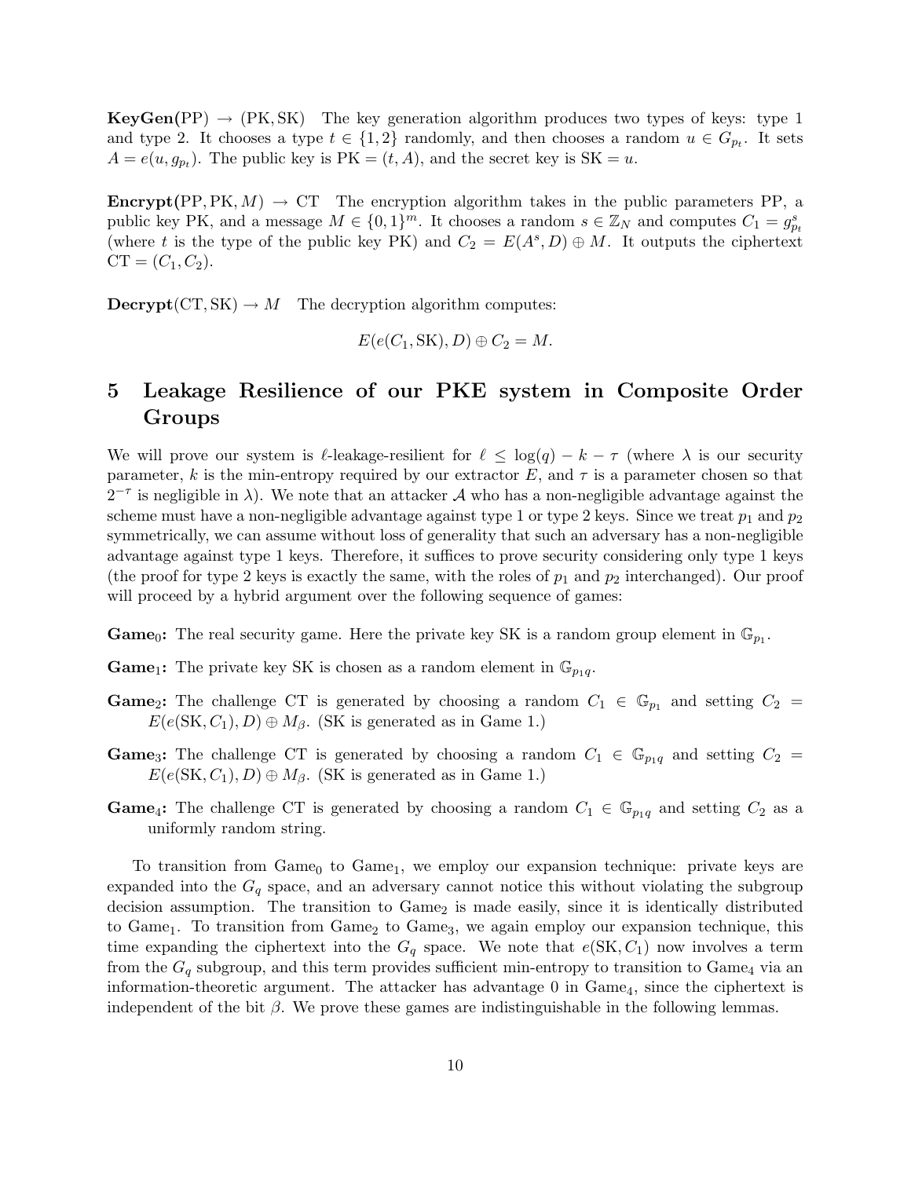**KeyGen**(PP) $\rightarrow$ (PK, SK) The key generation algorithm produces two types of keys: type 1 and type 2. It chooses a type $t \in \{1, 2\}$ randomly, and then chooses a random $u \in G_{p_t}$. It sets $A = e(u, g_{p_t})$. The public key is $\text{PK} = (t, A)$, and the secret key is $\text{SK} = u$.

**Encrypt**(PP, PK, $M$) $\rightarrow$ CT The encryption algorithm takes in the public parameters PP, a public key PK, and a message $M \in \{0,1\}^m$. It chooses a random $s \in \mathbb{Z}_N$ and computes $C_1 = g_{p_t}^s$ (where $t$ is the type of the public key PK) and $C_2 = E(A^s, D) \oplus M$. It outputs the ciphertext $\text{CT} = (C_1, C_2)$.

**Decrypt**(CT, SK) $\rightarrow M$ The decryption algorithm computes:

$$E(e(C_1, \text{SK}), D) \oplus C_2 = M.$$

# 5 Leakage Resilience of our PKE system in Composite Order Groups

We will prove our system is $\ell$-leakage-resilient for $\ell \leq \log(q) - k - \tau$ (where $\lambda$ is our security parameter, $k$ is the min-entropy required by our extractor $E$, and $\tau$ is a parameter chosen so that $2^{-\tau}$ is negligible in $\lambda$). We note that an attacker $\mathcal{A}$ who has a non-negligible advantage against the scheme must have a non-negligible advantage against type 1 or type 2 keys. Since we treat $p_1$ and $p_2$ symmetrically, we can assume without loss of generality that such an adversary has a non-negligible advantage against type 1 keys. Therefore, it suffices to prove security considering only type 1 keys (the proof for type 2 keys is exactly the same, with the roles of $p_1$ and $p_2$ interchanged). Our proof will proceed by a hybrid argument over the following sequence of games:

**Game$_0$:** The real security game. Here the private key SK is a random group element in $\mathbb{G}_{p_1}$.

**Game$_1$:** The private key SK is chosen as a random element in $\mathbb{G}_{p_1 q}$.

**Game$_2$:** The challenge CT is generated by choosing a random $C_1 \in \mathbb{G}_{p_1}$ and setting $C_2 = E(e(\text{SK}, C_1), D) \oplus M_\beta$. (SK is generated as in Game 1.)

**Game$_3$:** The challenge CT is generated by choosing a random $C_1 \in \mathbb{G}_{p_1 q}$ and setting $C_2 = E(e(\text{SK}, C_1), D) \oplus M_\beta$. (SK is generated as in Game 1.)

**Game$_4$:** The challenge CT is generated by choosing a random $C_1 \in \mathbb{G}_{p_1 q}$ and setting $C_2$ as a uniformly random string.

To transition from Game$_0$ to Game$_1$, we employ our expansion technique: private keys are expanded into the $G_q$ space, and an adversary cannot notice this without violating the subgroup decision assumption. The transition to Game$_2$ is made easily, since it is identically distributed to Game$_1$. To transition from Game$_2$ to Game$_3$, we again employ our expansion technique, this time expanding the ciphertext into the $G_q$ space. We note that $e(\text{SK}, C_1)$ now involves a term from the $G_q$ subgroup, and this term provides sufficient min-entropy to transition to Game$_4$ via an information-theoretic argument. The attacker has advantage 0 in Game$_4$, since the ciphertext is independent of the bit $\beta$. We prove these games are indistinguishable in the following lemmas.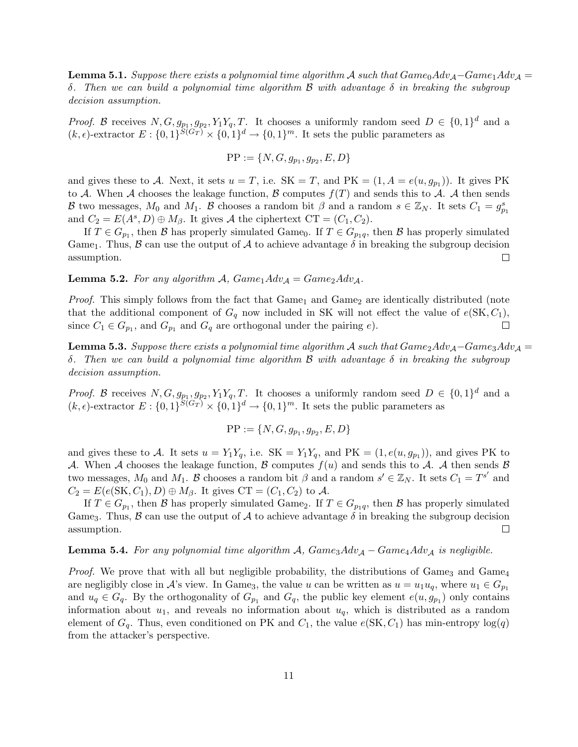**Lemma 5.1.** *Suppose there exists a polynomial time algorithm $\mathcal{A}$ such that $Game_0Adv_{\mathcal{A}} - Game_1Adv_{\mathcal{A}} = \delta$. Then we can build a polynomial time algorithm $\mathcal{B}$ with advantage $\delta$ in breaking the subgroup decision assumption.*

*Proof.* $\mathcal{B}$ receives $N, G, g_{p_1}, g_{p_2}, Y_1Y_q, T$. It chooses a uniformly random seed $D \in \{0,1\}^d$ and a $(k,\epsilon)$-extractor $E : \{0,1\}^{S(G_T)} \times \{0,1\}^d \to \{0,1\}^m$. It sets the public parameters as

$$\text{PP} := \{N, G, g_{p_1}, g_{p_2}, E, D\}$$

and gives these to $\mathcal{A}$. Next, it sets $u = T$, i.e. $\text{SK} = T$, and $\text{PK} = (1, A = e(u, g_{p_1}))$. It gives PK to $\mathcal{A}$. When $\mathcal{A}$ chooses the leakage function, $\mathcal{B}$ computes $f(T)$ and sends this to $\mathcal{A}$. $\mathcal{A}$ then sends $\mathcal{B}$ two messages, $M_0$ and $M_1$. $\mathcal{B}$ chooses a random bit $\beta$ and a random $s \in \mathbb{Z}_N$. It sets $C_1 = g_{p_1}^s$ and $C_2 = E(A^s, D) \oplus M_\beta$. It gives $\mathcal{A}$ the ciphertext $\text{CT} = (C_1, C_2)$.

If $T \in G_{p_1}$, then $\mathcal{B}$ has properly simulated $\text{Game}_0$. If $T \in G_{p_1q}$, then $\mathcal{B}$ has properly simulated $\text{Game}_1$. Thus, $\mathcal{B}$ can use the output of $\mathcal{A}$ to achieve advantage $\delta$ in breaking the subgroup decision assumption. $\square$

**Lemma 5.2.** *For any algorithm $\mathcal{A}$, $Game_1Adv_{\mathcal{A}} = Game_2Adv_{\mathcal{A}}$.*

*Proof.* This simply follows from the fact that $\text{Game}_1$ and $\text{Game}_2$ are identically distributed (note that the additional component of $G_q$ now included in SK will not effect the value of $e(\text{SK}, C_1)$, since $C_1 \in G_{p_1}$, and $G_{p_1}$ and $G_q$ are orthogonal under the pairing $e$). $\square$

**Lemma 5.3.** *Suppose there exists a polynomial time algorithm $\mathcal{A}$ such that $Game_2Adv_{\mathcal{A}} - Game_3Adv_{\mathcal{A}} = \delta$. Then we can build a polynomial time algorithm $\mathcal{B}$ with advantage $\delta$ in breaking the subgroup decision assumption.*

*Proof.* $\mathcal{B}$ receives $N, G, g_{p_1}, g_{p_2}, Y_1Y_q, T$. It chooses a uniformly random seed $D \in \{0,1\}^d$ and a $(k,\epsilon)$-extractor $E : \{0,1\}^{S(G_T)} \times \{0,1\}^d \to \{0,1\}^m$. It sets the public parameters as

$$\text{PP} := \{N, G, g_{p_1}, g_{p_2}, E, D\}$$

and gives these to $\mathcal{A}$. It sets $u = Y_1Y_q$, i.e. $\text{SK} = Y_1Y_q$, and $\text{PK} = (1, e(u, g_{p_1}))$, and gives PK to $\mathcal{A}$. When $\mathcal{A}$ chooses the leakage function, $\mathcal{B}$ computes $f(u)$ and sends this to $\mathcal{A}$. $\mathcal{A}$ then sends $\mathcal{B}$ two messages, $M_0$ and $M_1$. $\mathcal{B}$ chooses a random bit $\beta$ and a random $s' \in \mathbb{Z}_N$. It sets $C_1 = T^{s'}$ and $C_2 = E(e(\text{SK}, C_1), D) \oplus M_\beta$. It gives $\text{CT} = (C_1, C_2)$ to $\mathcal{A}$.

If $T \in G_{p_1}$, then $\mathcal{B}$ has properly simulated $\text{Game}_2$. If $T \in G_{p_1q}$, then $\mathcal{B}$ has properly simulated $\text{Game}_3$. Thus, $\mathcal{B}$ can use the output of $\mathcal{A}$ to achieve advantage $\delta$ in breaking the subgroup decision assumption. $\square$

**Lemma 5.4.** *For any polynomial time algorithm $\mathcal{A}$, $Game_3Adv_{\mathcal{A}} - Game_4Adv_{\mathcal{A}}$ is negligible.*

*Proof.* We prove that with all but negligible probability, the distributions of $\text{Game}_3$ and $\text{Game}_4$ are negligibly close in $\mathcal{A}$'s view. In $\text{Game}_3$, the value $u$ can be written as $u = u_1u_q$, where $u_1 \in G_{p_1}$ and $u_q \in G_q$. By the orthogonality of $G_{p_1}$ and $G_q$, the public key element $e(u, g_{p_1})$ only contains information about $u_1$, and reveals no information about $u_q$, which is distributed as a random element of $G_q$. Thus, even conditioned on PK and $C_1$, the value $e(\text{SK}, C_1)$ has min-entropy $\log(q)$ from the attacker's perspective.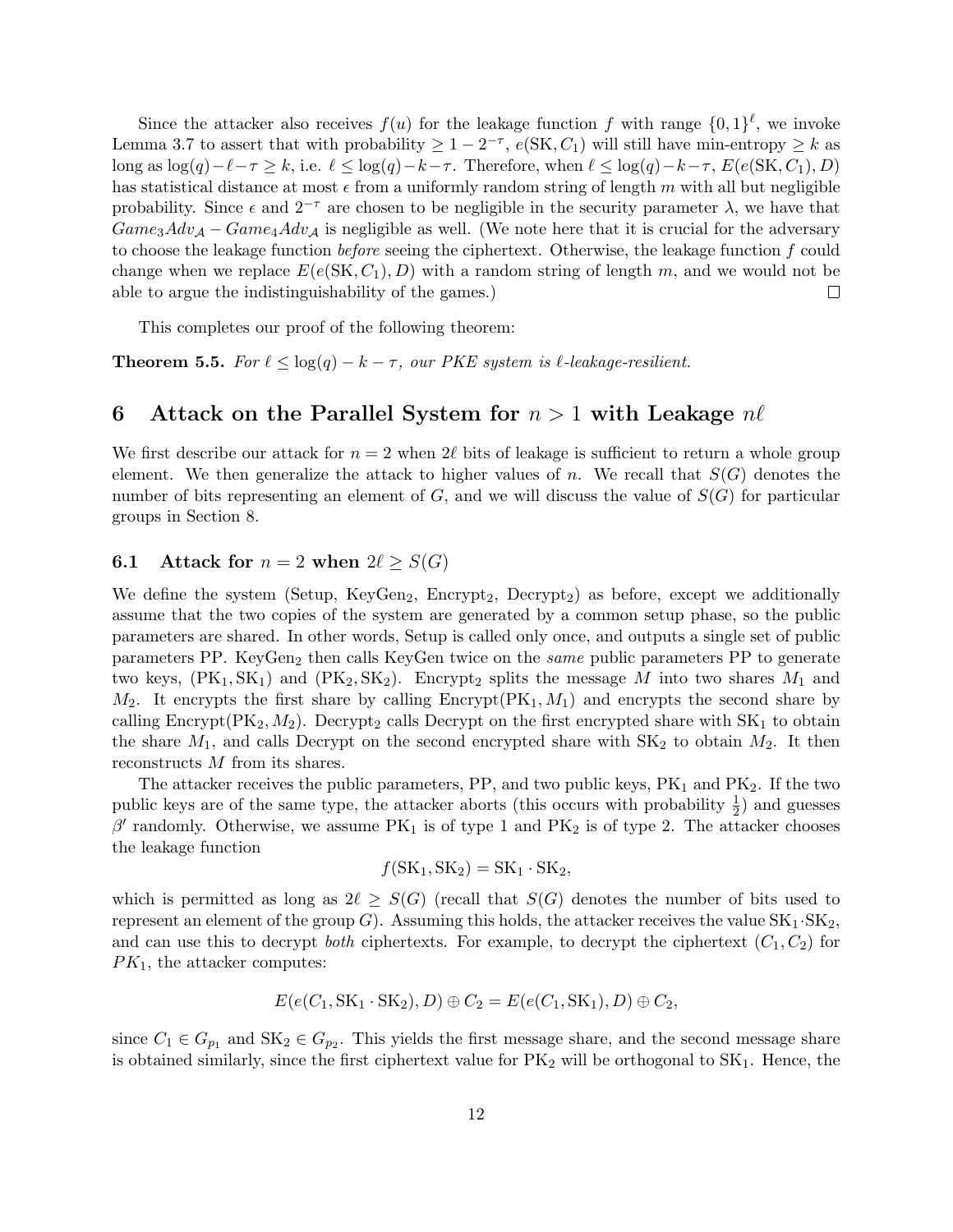Since the attacker also receives $f(u)$ for the leakage function $f$ with range $\{0,1\}^\ell$, we invoke Lemma 3.7 to assert that with probability $\geq 1 - 2^{-\tau}$, $e(\text{SK}, C_1)$ will still have min-entropy $\geq k$ as long as $\log(q) - \ell - \tau \geq k$, i.e. $\ell \leq \log(q) - k - \tau$. Therefore, when $\ell \leq \log(q) - k - \tau$, $E(e(\text{SK}, C_1), D)$ has statistical distance at most $\epsilon$ from a uniformly random string of length $m$ with all but negligible probability. Since $\epsilon$ and $2^{-\tau}$ are chosen to be negligible in the security parameter $\lambda$, we have that $Game_3Adv_{\mathcal{A}} - Game_4Adv_{\mathcal{A}}$ is negligible as well. (We note here that it is crucial for the adversary to choose the leakage function *before* seeing the ciphertext. Otherwise, the leakage function $f$ could change when we replace $E(e(\text{SK}, C_1), D)$ with a random string of length $m$, and we would not be able to argue the indistinguishability of the games.) □

This completes our proof of the following theorem:

**Theorem 5.5.** *For $\ell \leq \log(q) - k - \tau$, our PKE system is $\ell$-leakage-resilient.*

# 6 Attack on the Parallel System for $n > 1$ with Leakage $n\ell$

We first describe our attack for $n = 2$ when $2\ell$ bits of leakage is sufficient to return a whole group element. We then generalize the attack to higher values of $n$. We recall that $S(G)$ denotes the number of bits representing an element of $G$, and we will discuss the value of $S(G)$ for particular groups in Section 8.

## 6.1 Attack for $n = 2$ when $2\ell \geq S(G)$

We define the system (Setup, $\text{KeyGen}_2$, $\text{Encrypt}_2$, $\text{Decrypt}_2$) as before, except we additionally assume that the two copies of the system are generated by a common setup phase, so the public parameters are shared. In other words, Setup is called only once, and outputs a single set of public parameters PP. $\text{KeyGen}_2$ then calls KeyGen twice on the *same* public parameters PP to generate two keys, $(\text{PK}_1, \text{SK}_1)$ and $(\text{PK}_2, \text{SK}_2)$. $\text{Encrypt}_2$ splits the message $M$ into two shares $M_1$ and $M_2$. It encrypts the first share by calling $\text{Encrypt}(\text{PK}_1, M_1)$ and encrypts the second share by calling $\text{Encrypt}(\text{PK}_2, M_2)$. $\text{Decrypt}_2$ calls Decrypt on the first encrypted share with $\text{SK}_1$ to obtain the share $M_1$, and calls Decrypt on the second encrypted share with $\text{SK}_2$ to obtain $M_2$. It then reconstructs $M$ from its shares.

The attacker receives the public parameters, PP, and two public keys, $\text{PK}_1$ and $\text{PK}_2$. If the two public keys are of the same type, the attacker aborts (this occurs with probability $\frac{1}{2}$) and guesses $\beta'$ randomly. Otherwise, we assume $\text{PK}_1$ is of type 1 and $\text{PK}_2$ is of type 2. The attacker chooses the leakage function

$$f(\text{SK}_1, \text{SK}_2) = \text{SK}_1 \cdot \text{SK}_2,$$

which is permitted as long as $2\ell \geq S(G)$ (recall that $S(G)$ denotes the number of bits used to represent an element of the group $G$). Assuming this holds, the attacker receives the value $\text{SK}_1 \cdot \text{SK}_2$, and can use this to decrypt *both* ciphertexts. For example, to decrypt the ciphertext $(C_1, C_2)$ for $PK_1$, the attacker computes:

$$E(e(C_1, \text{SK}_1 \cdot \text{SK}_2), D) \oplus C_2 = E(e(C_1, \text{SK}_1), D) \oplus C_2,$$

since $C_1 \in G_{p_1}$ and $\text{SK}_2 \in G_{p_2}$. This yields the first message share, and the second message share is obtained similarly, since the first ciphertext value for $\text{PK}_2$ will be orthogonal to $\text{SK}_1$. Hence, the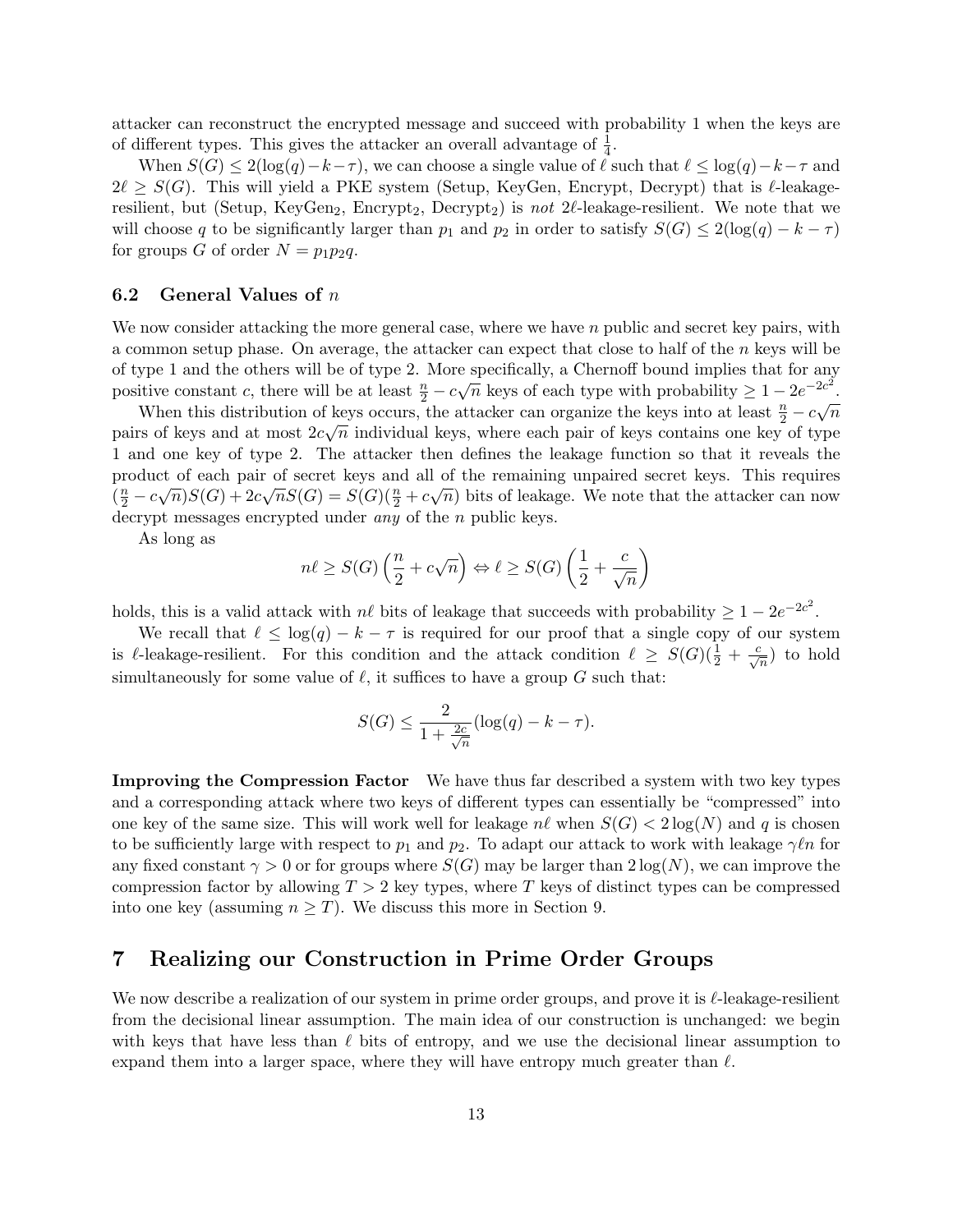attacker can reconstruct the encrypted message and succeed with probability 1 when the keys are of different types. This gives the attacker an overall advantage of $\frac{1}{4}$.

When $S(G) \leq 2(\log(q) - k - \tau)$, we can choose a single value of $\ell$ such that $\ell \leq \log(q) - k - \tau$ and $2\ell \geq S(G)$. This will yield a PKE system (Setup, KeyGen, Encrypt, Decrypt) that is $\ell$-leakage-resilient, but (Setup, KeyGen$_2$, Encrypt$_2$, Decrypt$_2$) is *not* $2\ell$-leakage-resilient. We note that we will choose $q$ to be significantly larger than $p_1$ and $p_2$ in order to satisfy $S(G) \leq 2(\log(q) - k - \tau)$ for groups $G$ of order $N = p_1 p_2 q$.

### 6.2 General Values of $n$

We now consider attacking the more general case, where we have $n$ public and secret key pairs, with a common setup phase. On average, the attacker can expect that close to half of the $n$ keys will be of type 1 and the others will be of type 2. More specifically, a Chernoff bound implies that for any positive constant $c$, there will be at least $\frac{n}{2} - c\sqrt{n}$ keys of each type with probability $\geq 1 - 2e^{-2c^2}$.

When this distribution of keys occurs, the attacker can organize the keys into at least $\frac{n}{2} - c\sqrt{n}$ pairs of keys and at most $2c\sqrt{n}$ individual keys, where each pair of keys contains one key of type 1 and one key of type 2. The attacker then defines the leakage function so that it reveals the product of each pair of secret keys and all of the remaining unpaired secret keys. This requires $(\frac{n}{2} - c\sqrt{n})S(G) + 2c\sqrt{n}S(G) = S(G)(\frac{n}{2} + c\sqrt{n})$ bits of leakage. We note that the attacker can now decrypt messages encrypted under *any* of the $n$ public keys.

As long as

$$n\ell \geq S(G)\left(\frac{n}{2} + c\sqrt{n}\right) \Leftrightarrow \ell \geq S(G)\left(\frac{1}{2} + \frac{c}{\sqrt{n}}\right)$$

holds, this is a valid attack with $n\ell$ bits of leakage that succeeds with probability $\geq 1 - 2e^{-2c^2}$.

We recall that $\ell \leq \log(q) - k - \tau$ is required for our proof that a single copy of our system is $\ell$-leakage-resilient. For this condition and the attack condition $\ell \geq S(G)(\frac{1}{2} + \frac{c}{\sqrt{n}})$ to hold simultaneously for some value of $\ell$, it suffices to have a group $G$ such that:

$$S(G) \leq \frac{2}{1 + \frac{2c}{\sqrt{n}}}(\log(q) - k - \tau).$$

**Improving the Compression Factor** We have thus far described a system with two key types and a corresponding attack where two keys of different types can essentially be "compressed" into one key of the same size. This will work well for leakage $n\ell$ when $S(G) < 2\log(N)$ and $q$ is chosen to be sufficiently large with respect to $p_1$ and $p_2$. To adapt our attack to work with leakage $\gamma\ell n$ for any fixed constant $\gamma > 0$ or for groups where $S(G)$ may be larger than $2\log(N)$, we can improve the compression factor by allowing $T > 2$ key types, where $T$ keys of distinct types can be compressed into one key (assuming $n \geq T$). We discuss this more in Section 9.

## 7 Realizing our Construction in Prime Order Groups

We now describe a realization of our system in prime order groups, and prove it is $\ell$-leakage-resilient from the decisional linear assumption. The main idea of our construction is unchanged: we begin with keys that have less than $\ell$ bits of entropy, and we use the decisional linear assumption to expand them into a larger space, where they will have entropy much greater than $\ell$.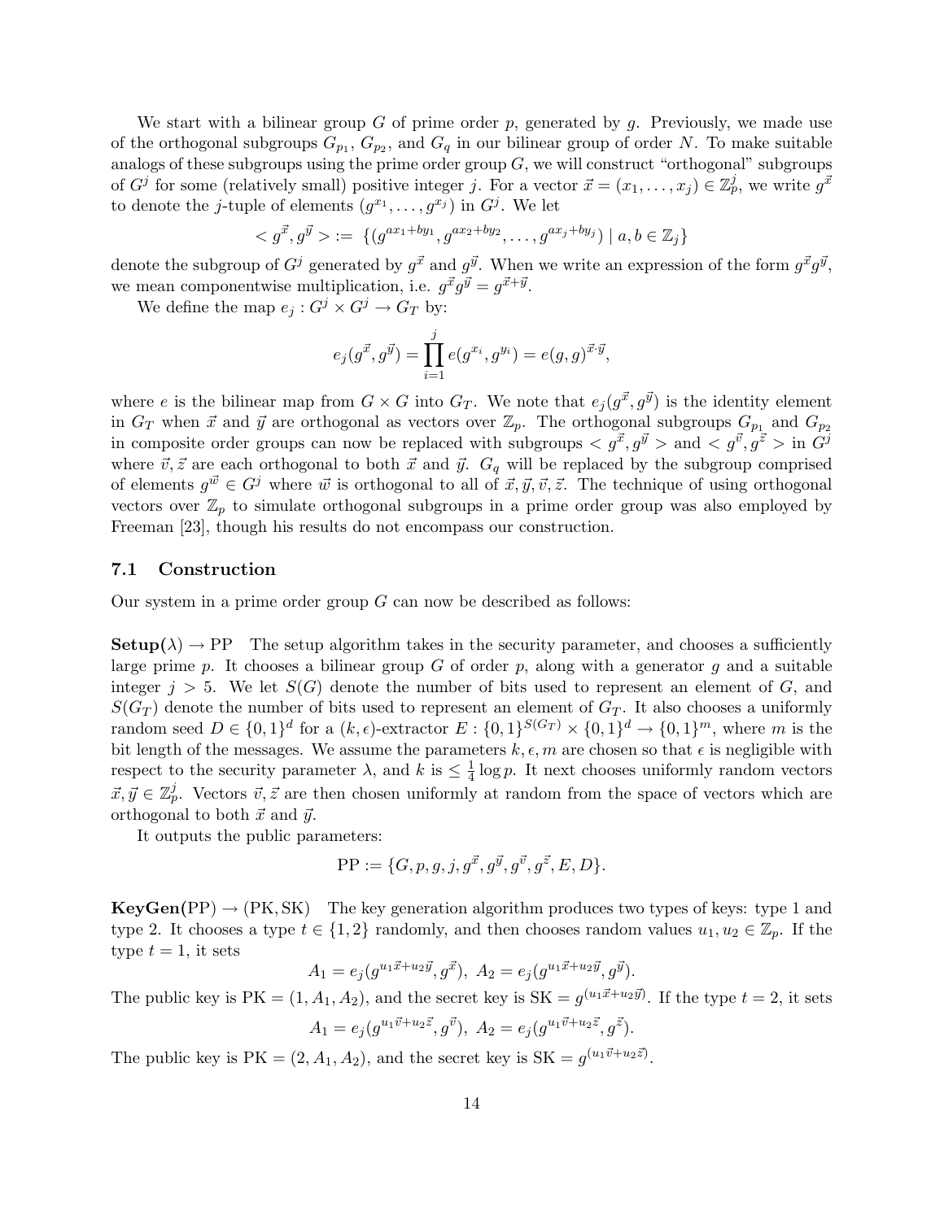We start with a bilinear group $G$ of prime order $p$, generated by $g$. Previously, we made use of the orthogonal subgroups $G_{p_1}$, $G_{p_2}$, and $G_q$ in our bilinear group of order $N$. To make suitable analogs of these subgroups using the prime order group $G$, we will construct "orthogonal" subgroups of $G^j$ for some (relatively small) positive integer $j$. For a vector $\vec{x} = (x_1, \ldots, x_j) \in \mathbb{Z}_p^j$, we write $g^{\vec{x}}$ to denote the $j$-tuple of elements $(g^{x_1}, \ldots, g^{x_j})$ in $G^j$. We let

$$< g^{\vec{x}}, g^{\vec{y}} > := \{(g^{ax_1+by_1}, g^{ax_2+by_2}, \ldots, g^{ax_j+by_j}) \mid a, b \in \mathbb{Z}_j\}$$

denote the subgroup of $G^j$ generated by $g^{\vec{x}}$ and $g^{\vec{y}}$. When we write an expression of the form $g^{\vec{x}}g^{\vec{y}}$, we mean componentwise multiplication, i.e. $g^{\vec{x}}g^{\vec{y}} = g^{\vec{x}+\vec{y}}$.

We define the map $e_j : G^j \times G^j \to G_T$ by:

$$e_j(g^{\vec{x}}, g^{\vec{y}}) = \prod_{i=1}^{j} e(g^{x_i}, g^{y_i}) = e(g, g)^{\vec{x}\cdot\vec{y}},$$

where $e$ is the bilinear map from $G \times G$ into $G_T$. We note that $e_j(g^{\vec{x}}, g^{\vec{y}})$ is the identity element in $G_T$ when $\vec{x}$ and $\vec{y}$ are orthogonal as vectors over $\mathbb{Z}_p$. The orthogonal subgroups $G_{p_1}$ and $G_{p_2}$ in composite order groups can now be replaced with subgroups $< g^{\vec{x}}, g^{\vec{y}} >$ and $< g^{\vec{v}}, g^{\vec{z}} >$ in $G^j$ where $\vec{v}, \vec{z}$ are each orthogonal to both $\vec{x}$ and $\vec{y}$. $G_q$ will be replaced by the subgroup comprised of elements $g^{\vec{w}} \in G^j$ where $\vec{w}$ is orthogonal to all of $\vec{x}, \vec{y}, \vec{v}, \vec{z}$. The technique of using orthogonal vectors over $\mathbb{Z}_p$ to simulate orthogonal subgroups in a prime order group was also employed by Freeman [23], though his results do not encompass our construction.

## 7.1 Construction

Our system in a prime order group $G$ can now be described as follows:

**Setup($\lambda$) $\to$ PP** The setup algorithm takes in the security parameter, and chooses a sufficiently large prime $p$. It chooses a bilinear group $G$ of order $p$, along with a generator $g$ and a suitable integer $j > 5$. We let $S(G)$ denote the number of bits used to represent an element of $G$, and $S(G_T)$ denote the number of bits used to represent an element of $G_T$. It also chooses a uniformly random seed $D \in \{0,1\}^d$ for a $(k, \epsilon)$-extractor $E : \{0,1\}^{S(G_T)} \times \{0,1\}^d \to \{0,1\}^m$, where $m$ is the bit length of the messages. We assume the parameters $k, \epsilon, m$ are chosen so that $\epsilon$ is negligible with respect to the security parameter $\lambda$, and $k$ is $\leq \frac{1}{4}\log p$. It next chooses uniformly random vectors $\vec{x}, \vec{y} \in \mathbb{Z}_p^j$. Vectors $\vec{v}, \vec{z}$ are then chosen uniformly at random from the space of vectors which are orthogonal to both $\vec{x}$ and $\vec{y}$.

It outputs the public parameters:

$$\text{PP} := \{G, p, g, j, g^{\vec{x}}, g^{\vec{y}}, g^{\vec{v}}, g^{\vec{z}}, E, D\}.$$

**KeyGen(PP) $\to$ (PK, SK)** The key generation algorithm produces two types of keys: type 1 and type 2. It chooses a type $t \in \{1, 2\}$ randomly, and then chooses random values $u_1, u_2 \in \mathbb{Z}_p$. If the type $t = 1$, it sets

$$A_1 = e_j(g^{u_1\vec{x}+u_2\vec{y}}, g^{\vec{x}}),\ A_2 = e_j(g^{u_1\vec{x}+u_2\vec{y}}, g^{\vec{y}}).$$

The public key is $\text{PK} = (1, A_1, A_2)$, and the secret key is $\text{SK} = g^{(u_1\vec{x}+u_2\vec{y})}$. If the type $t = 2$, it sets

$$A_1 = e_j(g^{u_1\vec{v}+u_2\vec{z}}, g^{\vec{v}}),\ A_2 = e_j(g^{u_1\vec{v}+u_2\vec{z}}, g^{\vec{z}}).$$

The public key is $\text{PK} = (2, A_1, A_2)$, and the secret key is $\text{SK} = g^{(u_1\vec{v}+u_2\vec{z})}$.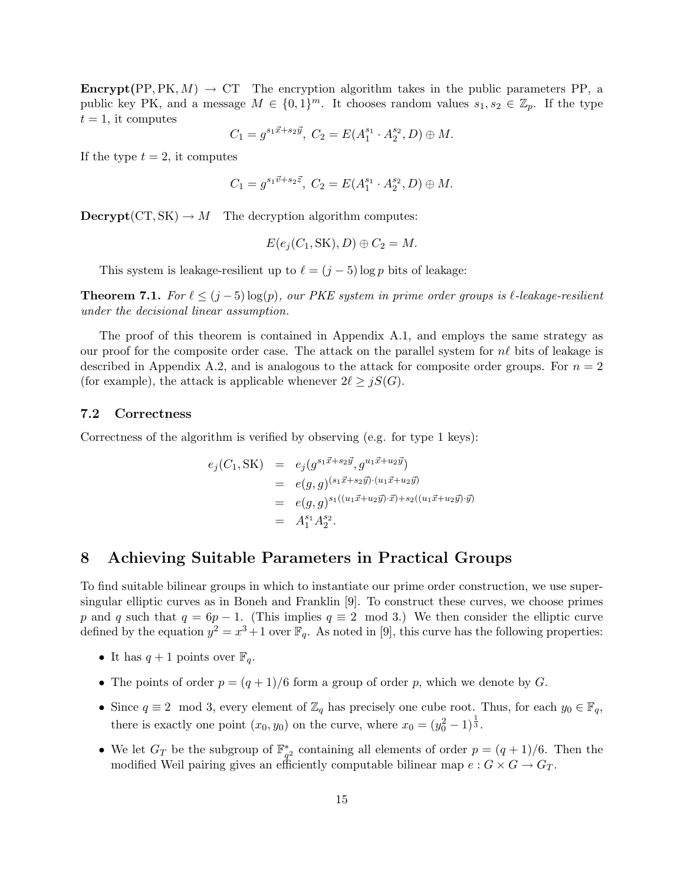**Encrypt**(PP, PK, $M$) $\rightarrow$ CT The encryption algorithm takes in the public parameters PP, a public key PK, and a message $M \in \{0,1\}^m$. It chooses random values $s_1, s_2 \in \mathbb{Z}_p$. If the type $t = 1$, it computes

$$C_1 = g^{s_1\vec{x}+s_2\vec{y}},\ C_2 = E(A_1^{s_1} \cdot A_2^{s_2}, D) \oplus M.$$

If the type $t = 2$, it computes

$$C_1 = g^{s_1\vec{v}+s_2\vec{z}},\ C_2 = E(A_1^{s_1} \cdot A_2^{s_2}, D) \oplus M.$$

**Decrypt**(CT, SK) $\rightarrow M$ The decryption algorithm computes:

$$E(e_j(C_1, \text{SK}), D) \oplus C_2 = M.$$

This system is leakage-resilient up to $\ell = (j-5)\log p$ bits of leakage:

**Theorem 7.1.** *For $\ell \leq (j-5)\log(p)$, our PKE system in prime order groups is $\ell$-leakage-resilient under the decisional linear assumption.*

The proof of this theorem is contained in Appendix A.1, and employs the same strategy as our proof for the composite order case. The attack on the parallel system for $n\ell$ bits of leakage is described in Appendix A.2, and is analogous to the attack for composite order groups. For $n = 2$ (for example), the attack is applicable whenever $2\ell \geq jS(G)$.

### 7.2 Correctness

Correctness of the algorithm is verified by observing (e.g. for type 1 keys):

$$\begin{aligned}
e_j(C_1, \text{SK}) &= e_j(g^{s_1\vec{x}+s_2\vec{y}}, g^{u_1\vec{x}+u_2\vec{y}}) \\
&= e(g,g)^{(s_1\vec{x}+s_2\vec{y})\cdot(u_1\vec{x}+u_2\vec{y})} \\
&= e(g,g)^{s_1((u_1\vec{x}+u_2\vec{y})\cdot\vec{x})+s_2((u_1\vec{x}+u_2\vec{y})\cdot\vec{y})} \\
&= A_1^{s_1}A_2^{s_2}.
\end{aligned}$$

# 8 Achieving Suitable Parameters in Practical Groups

To find suitable bilinear groups in which to instantiate our prime order construction, we use supersingular elliptic curves as in Boneh and Franklin [9]. To construct these curves, we choose primes $p$ and $q$ such that $q = 6p - 1$. (This implies $q \equiv 2 \mod 3$.) We then consider the elliptic curve defined by the equation $y^2 = x^3 + 1$ over $\mathbb{F}_q$. As noted in [9], this curve has the following properties:

- It has $q + 1$ points over $\mathbb{F}_q$.
- The points of order $p = (q+1)/6$ form a group of order $p$, which we denote by $G$.
- Since $q \equiv 2 \mod 3$, every element of $\mathbb{Z}_q$ has precisely one cube root. Thus, for each $y_0 \in \mathbb{F}_q$, there is exactly one point $(x_0, y_0)$ on the curve, where $x_0 = (y_0^2 - 1)^{\frac{1}{3}}$.
- We let $G_T$ be the subgroup of $\mathbb{F}_{q^2}^*$ containing all elements of order $p = (q+1)/6$. Then the modified Weil pairing gives an efficiently computable bilinear map $e : G \times G \rightarrow G_T$.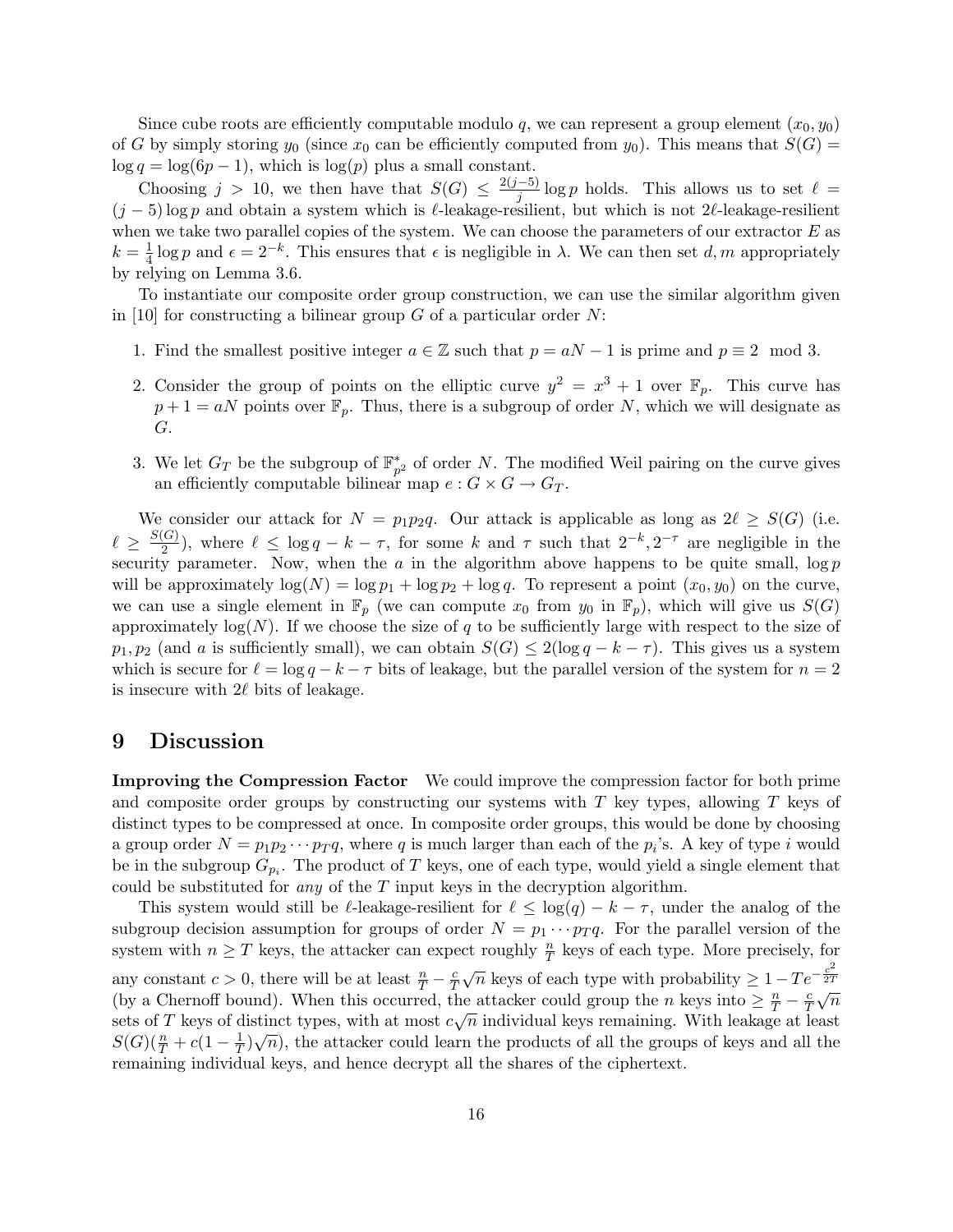Since cube roots are efficiently computable modulo $q$, we can represent a group element $(x_0, y_0)$ of $G$ by simply storing $y_0$ (since $x_0$ can be efficiently computed from $y_0$). This means that $S(G) = \log q = \log(6p-1)$, which is $\log(p)$ plus a small constant.

Choosing $j > 10$, we then have that $S(G) \leq \frac{2(j-5)}{j} \log p$ holds. This allows us to set $\ell = (j-5)\log p$ and obtain a system which is $\ell$-leakage-resilient, but which is not $2\ell$-leakage-resilient when we take two parallel copies of the system. We can choose the parameters of our extractor $E$ as $k = \frac{1}{4}\log p$ and $\epsilon = 2^{-k}$. This ensures that $\epsilon$ is negligible in $\lambda$. We can then set $d, m$ appropriately by relying on Lemma 3.6.

To instantiate our composite order group construction, we can use the similar algorithm given in [10] for constructing a bilinear group $G$ of a particular order $N$:

1. Find the smallest positive integer $a \in \mathbb{Z}$ such that $p = aN - 1$ is prime and $p \equiv 2 \mod 3$.
2. Consider the group of points on the elliptic curve $y^2 = x^3 + 1$ over $\mathbb{F}_p$. This curve has $p + 1 = aN$ points over $\mathbb{F}_p$. Thus, there is a subgroup of order $N$, which we will designate as $G$.
3. We let $G_T$ be the subgroup of $\mathbb{F}^*_{p^2}$ of order $N$. The modified Weil pairing on the curve gives an efficiently computable bilinear map $e : G \times G \to G_T$.

We consider our attack for $N = p_1p_2q$. Our attack is applicable as long as $2\ell \geq S(G)$ (i.e. $\ell \geq \frac{S(G)}{2}$), where $\ell \leq \log q - k - \tau$, for some $k$ and $\tau$ such that $2^{-k}, 2^{-\tau}$ are negligible in the security parameter. Now, when the $a$ in the algorithm above happens to be quite small, $\log p$ will be approximately $\log(N) = \log p_1 + \log p_2 + \log q$. To represent a point $(x_0, y_0)$ on the curve, we can use a single element in $\mathbb{F}_p$ (we can compute $x_0$ from $y_0$ in $\mathbb{F}_p$), which will give us $S(G)$ approximately $\log(N)$. If we choose the size of $q$ to be sufficiently large with respect to the size of $p_1, p_2$ (and $a$ is sufficiently small), we can obtain $S(G) \leq 2(\log q - k - \tau)$. This gives us a system which is secure for $\ell = \log q - k - \tau$ bits of leakage, but the parallel version of the system for $n = 2$ is insecure with $2\ell$ bits of leakage.

# 9 Discussion

**Improving the Compression Factor** We could improve the compression factor for both prime and composite order groups by constructing our systems with $T$ key types, allowing $T$ keys of distinct types to be compressed at once. In composite order groups, this would be done by choosing a group order $N = p_1p_2 \cdots p_Tq$, where $q$ is much larger than each of the $p_i$'s. A key of type $i$ would be in the subgroup $G_{p_i}$. The product of $T$ keys, one of each type, would yield a single element that could be substituted for *any* of the $T$ input keys in the decryption algorithm.

This system would still be $\ell$-leakage-resilient for $\ell \leq \log(q) - k - \tau$, under the analog of the subgroup decision assumption for groups of order $N = p_1 \cdots p_Tq$. For the parallel version of the system with $n \geq T$ keys, the attacker can expect roughly $\frac{n}{T}$ keys of each type. More precisely, for any constant $c > 0$, there will be at least $\frac{n}{T} - \frac{c}{T}\sqrt{n}$ keys of each type with probability $\geq 1 - Te^{-\frac{c^2}{2T}}$ (by a Chernoff bound). When this occurred, the attacker could group the $n$ keys into $\geq \frac{n}{T} - \frac{c}{T}\sqrt{n}$ sets of $T$ keys of distinct types, with at most $c\sqrt{n}$ individual keys remaining. With leakage at least $S(G)(\frac{n}{T} + c(1 - \frac{1}{T})\sqrt{n})$, the attacker could learn the products of all the groups of keys and all the remaining individual keys, and hence decrypt all the shares of the ciphertext.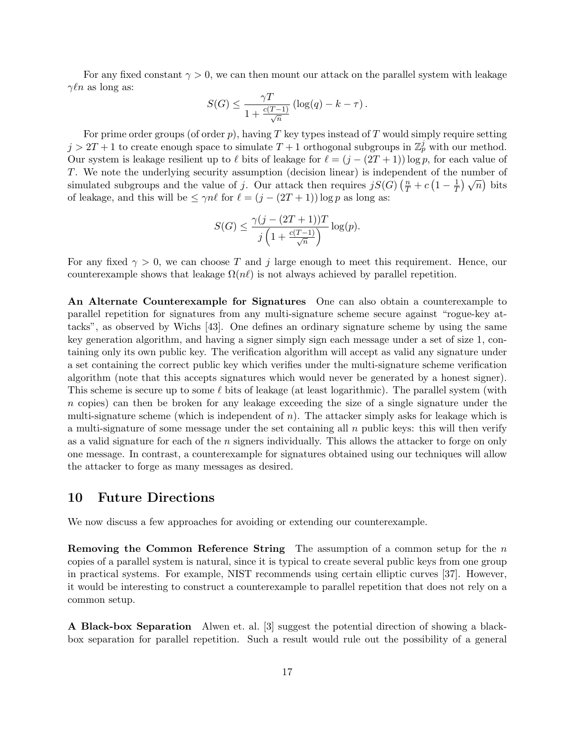For any fixed constant $\gamma > 0$, we can then mount our attack on the parallel system with leakage $\gamma \ell n$ as long as:

$$S(G) \leq \frac{\gamma T}{1 + \frac{c(T-1)}{\sqrt{n}}} \left(\log(q) - k - \tau\right).$$

For prime order groups (of order $p$), having $T$ key types instead of $T$ would simply require setting $j > 2T + 1$ to create enough space to simulate $T + 1$ orthogonal subgroups in $\mathbb{Z}_p^j$ with our method. Our system is leakage resilient up to $\ell$ bits of leakage for $\ell = (j - (2T+1)) \log p$, for each value of $T$. We note the underlying security assumption (decision linear) is independent of the number of simulated subgroups and the value of $j$. Our attack then requires $jS(G)\left(\frac{n}{T} + c\left(1 - \frac{1}{T}\right)\sqrt{n}\right)$ bits of leakage, and this will be $\leq \gamma n \ell$ for $\ell = (j - (2T+1)) \log p$ as long as:

$$S(G) \leq \frac{\gamma (j - (2T+1)) T}{j\left(1 + \frac{c(T-1)}{\sqrt{n}}\right)} \log(p).$$

For any fixed $\gamma > 0$, we can choose $T$ and $j$ large enough to meet this requirement. Hence, our counterexample shows that leakage $\Omega(n\ell)$ is not always achieved by parallel repetition.

**An Alternate Counterexample for Signatures** One can also obtain a counterexample to parallel repetition for signatures from any multi-signature scheme secure against "rogue-key attacks", as observed by Wichs [43]. One defines an ordinary signature scheme by using the same key generation algorithm, and having a signer simply sign each message under a set of size 1, containing only its own public key. The verification algorithm will accept as valid any signature under a set containing the correct public key which verifies under the multi-signature scheme verification algorithm (note that this accepts signatures which would never be generated by a honest signer). This scheme is secure up to some $\ell$ bits of leakage (at least logarithmic). The parallel system (with $n$ copies) can then be broken for any leakage exceeding the size of a single signature under the multi-signature scheme (which is independent of $n$). The attacker simply asks for leakage which is a multi-signature of some message under the set containing all $n$ public keys: this will then verify as a valid signature for each of the $n$ signers individually. This allows the attacker to forge on only one message. In contrast, a counterexample for signatures obtained using our techniques will allow the attacker to forge as many messages as desired.

## 10 Future Directions

We now discuss a few approaches for avoiding or extending our counterexample.

**Removing the Common Reference String** The assumption of a common setup for the $n$ copies of a parallel system is natural, since it is typical to create several public keys from one group in practical systems. For example, NIST recommends using certain elliptic curves [37]. However, it would be interesting to construct a counterexample to parallel repetition that does not rely on a common setup.

**A Black-box Separation** Alwen et. al. [3] suggest the potential direction of showing a black-box separation for parallel repetition. Such a result would rule out the possibility of a general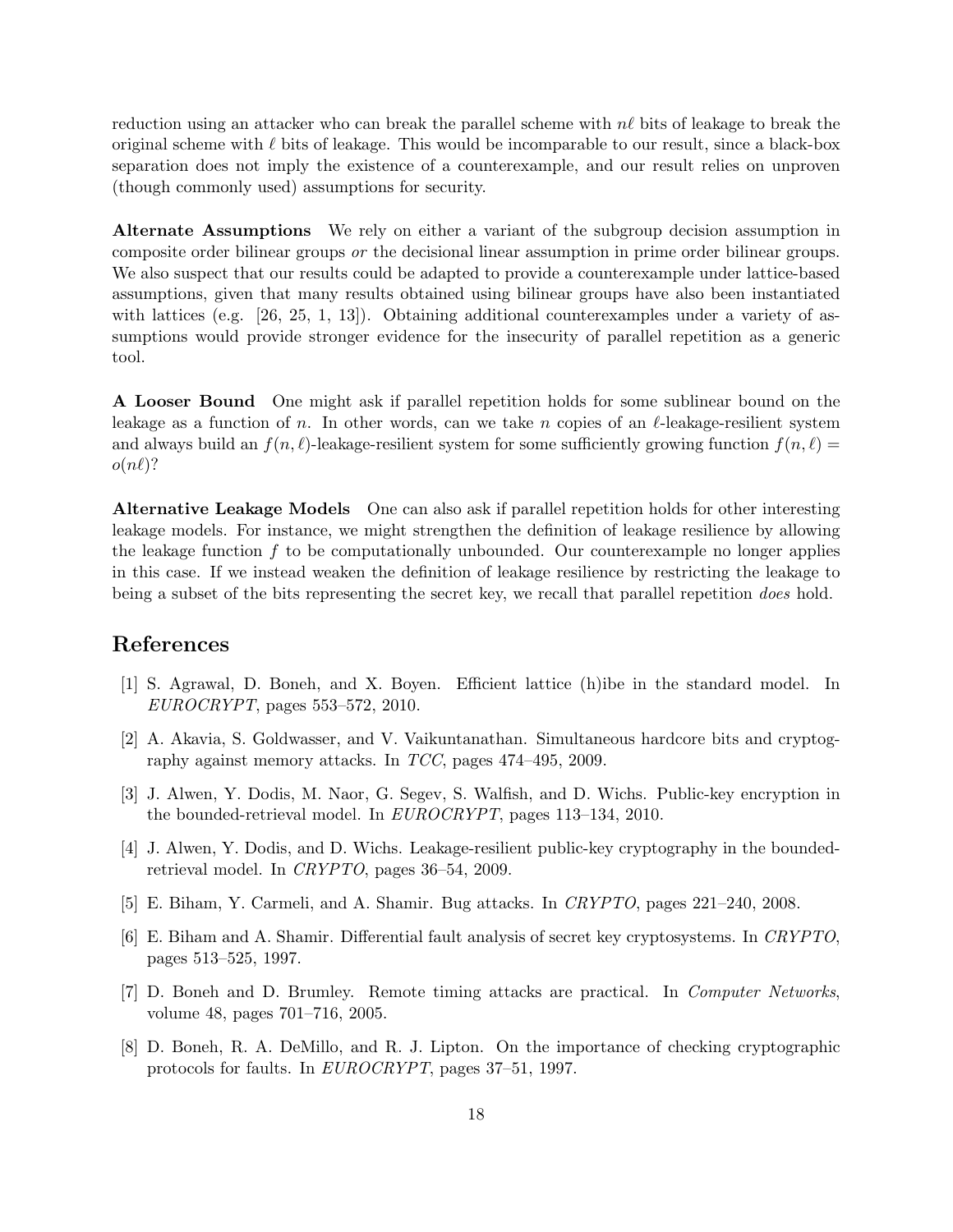reduction using an attacker who can break the parallel scheme with $n\ell$ bits of leakage to break the original scheme with $\ell$ bits of leakage. This would be incomparable to our result, since a black-box separation does not imply the existence of a counterexample, and our result relies on unproven (though commonly used) assumptions for security.

**Alternate Assumptions** We rely on either a variant of the subgroup decision assumption in composite order bilinear groups *or* the decisional linear assumption in prime order bilinear groups. We also suspect that our results could be adapted to provide a counterexample under lattice-based assumptions, given that many results obtained using bilinear groups have also been instantiated with lattices (e.g. [26, 25, 1, 13]). Obtaining additional counterexamples under a variety of assumptions would provide stronger evidence for the insecurity of parallel repetition as a generic tool.

**A Looser Bound** One might ask if parallel repetition holds for some sublinear bound on the leakage as a function of $n$. In other words, can we take $n$ copies of an $\ell$-leakage-resilient system and always build an $f(n, \ell)$-leakage-resilient system for some sufficiently growing function $f(n, \ell) = o(n\ell)$?

**Alternative Leakage Models** One can also ask if parallel repetition holds for other interesting leakage models. For instance, we might strengthen the definition of leakage resilience by allowing the leakage function $f$ to be computationally unbounded. Our counterexample no longer applies in this case. If we instead weaken the definition of leakage resilience by restricting the leakage to being a subset of the bits representing the secret key, we recall that parallel repetition *does* hold.

# References

[1] S. Agrawal, D. Boneh, and X. Boyen. Efficient lattice (h)ibe in the standard model. In *EUROCRYPT*, pages 553–572, 2010.

[2] A. Akavia, S. Goldwasser, and V. Vaikuntanathan. Simultaneous hardcore bits and cryptography against memory attacks. In *TCC*, pages 474–495, 2009.

[3] J. Alwen, Y. Dodis, M. Naor, G. Segev, S. Walfish, and D. Wichs. Public-key encryption in the bounded-retrieval model. In *EUROCRYPT*, pages 113–134, 2010.

[4] J. Alwen, Y. Dodis, and D. Wichs. Leakage-resilient public-key cryptography in the bounded-retrieval model. In *CRYPTO*, pages 36–54, 2009.

[5] E. Biham, Y. Carmeli, and A. Shamir. Bug attacks. In *CRYPTO*, pages 221–240, 2008.

[6] E. Biham and A. Shamir. Differential fault analysis of secret key cryptosystems. In *CRYPTO*, pages 513–525, 1997.

[7] D. Boneh and D. Brumley. Remote timing attacks are practical. In *Computer Networks*, volume 48, pages 701–716, 2005.

[8] D. Boneh, R. A. DeMillo, and R. J. Lipton. On the importance of checking cryptographic protocols for faults. In *EUROCRYPT*, pages 37–51, 1997.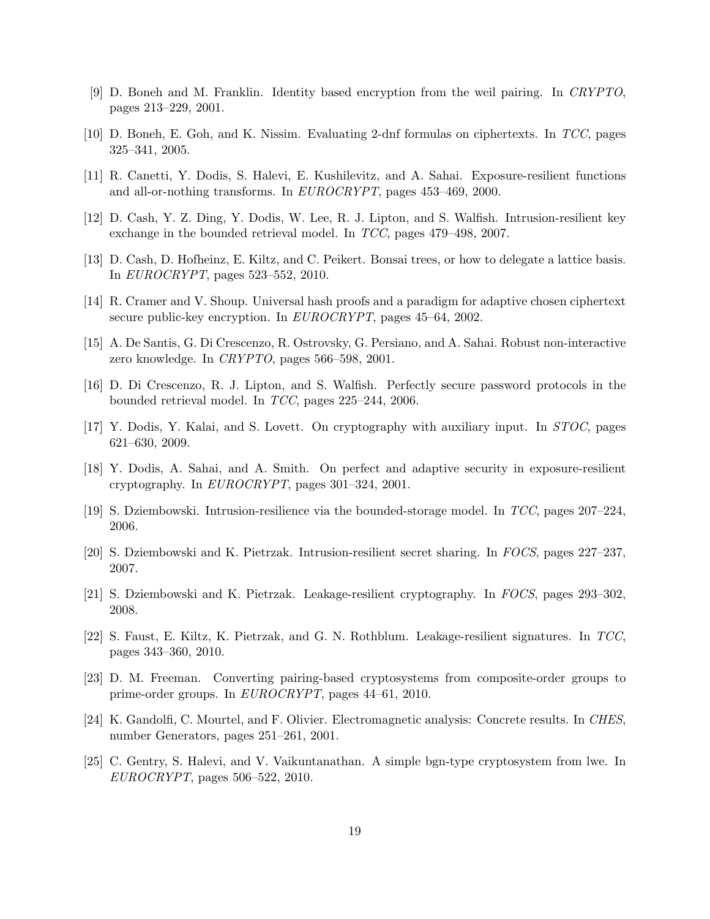[9] D. Boneh and M. Franklin. Identity based encryption from the weil pairing. In *CRYPTO*, pages 213–229, 2001.

[10] D. Boneh, E. Goh, and K. Nissim. Evaluating 2-dnf formulas on ciphertexts. In *TCC*, pages 325–341, 2005.

[11] R. Canetti, Y. Dodis, S. Halevi, E. Kushilevitz, and A. Sahai. Exposure-resilient functions and all-or-nothing transforms. In *EUROCRYPT*, pages 453–469, 2000.

[12] D. Cash, Y. Z. Ding, Y. Dodis, W. Lee, R. J. Lipton, and S. Walfish. Intrusion-resilient key exchange in the bounded retrieval model. In *TCC*, pages 479–498, 2007.

[13] D. Cash, D. Hofheinz, E. Kiltz, and C. Peikert. Bonsai trees, or how to delegate a lattice basis. In *EUROCRYPT*, pages 523–552, 2010.

[14] R. Cramer and V. Shoup. Universal hash proofs and a paradigm for adaptive chosen ciphertext secure public-key encryption. In *EUROCRYPT*, pages 45–64, 2002.

[15] A. De Santis, G. Di Crescenzo, R. Ostrovsky, G. Persiano, and A. Sahai. Robust non-interactive zero knowledge. In *CRYPTO*, pages 566–598, 2001.

[16] D. Di Crescenzo, R. J. Lipton, and S. Walfish. Perfectly secure password protocols in the bounded retrieval model. In *TCC*, pages 225–244, 2006.

[17] Y. Dodis, Y. Kalai, and S. Lovett. On cryptography with auxiliary input. In *STOC*, pages 621–630, 2009.

[18] Y. Dodis, A. Sahai, and A. Smith. On perfect and adaptive security in exposure-resilient cryptography. In *EUROCRYPT*, pages 301–324, 2001.

[19] S. Dziembowski. Intrusion-resilience via the bounded-storage model. In *TCC*, pages 207–224, 2006.

[20] S. Dziembowski and K. Pietrzak. Intrusion-resilient secret sharing. In *FOCS*, pages 227–237, 2007.

[21] S. Dziembowski and K. Pietrzak. Leakage-resilient cryptography. In *FOCS*, pages 293–302, 2008.

[22] S. Faust, E. Kiltz, K. Pietrzak, and G. N. Rothblum. Leakage-resilient signatures. In *TCC*, pages 343–360, 2010.

[23] D. M. Freeman. Converting pairing-based cryptosystems from composite-order groups to prime-order groups. In *EUROCRYPT*, pages 44–61, 2010.

[24] K. Gandolfi, C. Mourtel, and F. Olivier. Electromagnetic analysis: Concrete results. In *CHES*, number Generators, pages 251–261, 2001.

[25] C. Gentry, S. Halevi, and V. Vaikuntanathan. A simple bgn-type cryptosystem from lwe. In *EUROCRYPT*, pages 506–522, 2010.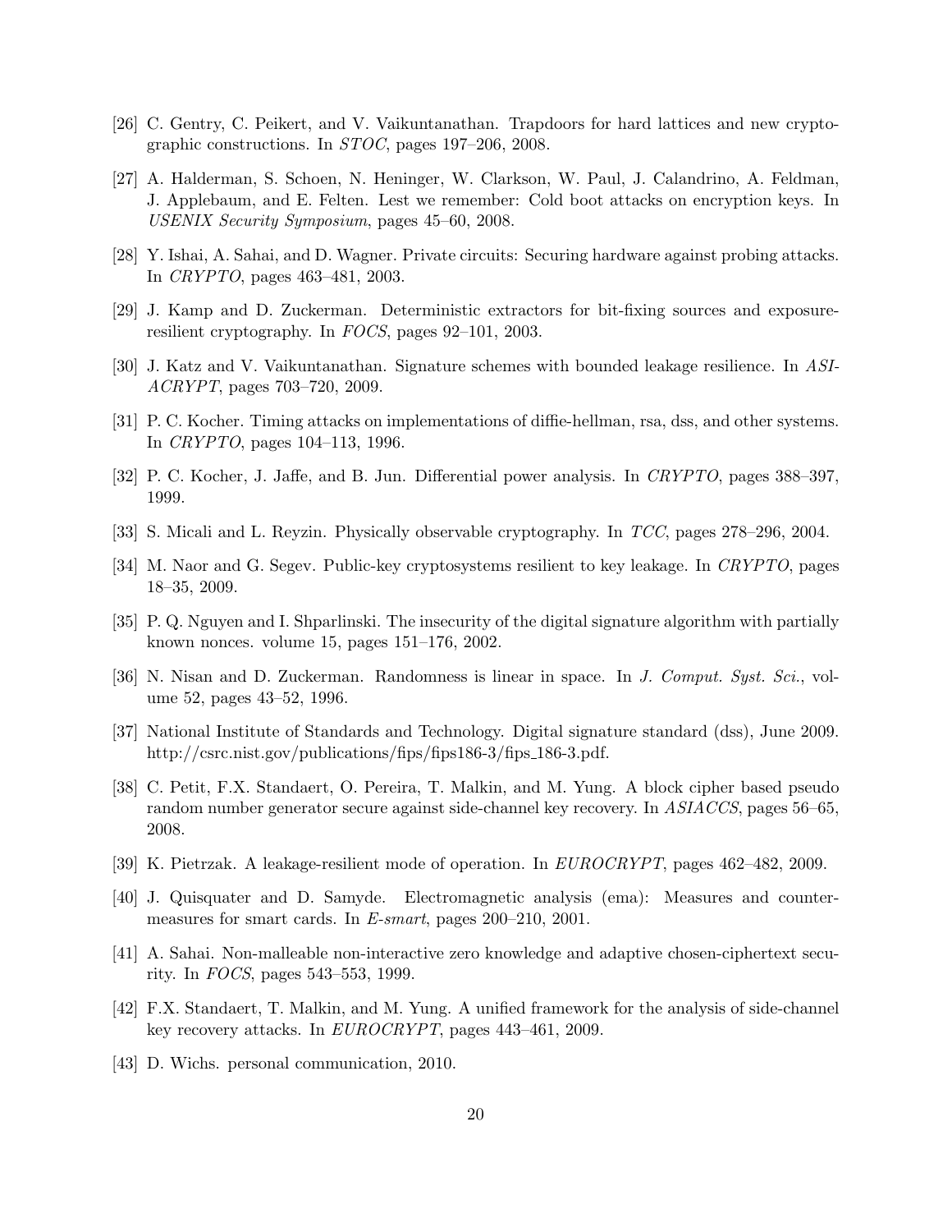[26] C. Gentry, C. Peikert, and V. Vaikuntanathan. Trapdoors for hard lattices and new cryptographic constructions. In *STOC*, pages 197–206, 2008.

[27] A. Halderman, S. Schoen, N. Heninger, W. Clarkson, W. Paul, J. Calandrino, A. Feldman, J. Applebaum, and E. Felten. Lest we remember: Cold boot attacks on encryption keys. In *USENIX Security Symposium*, pages 45–60, 2008.

[28] Y. Ishai, A. Sahai, and D. Wagner. Private circuits: Securing hardware against probing attacks. In *CRYPTO*, pages 463–481, 2003.

[29] J. Kamp and D. Zuckerman. Deterministic extractors for bit-fixing sources and exposure-resilient cryptography. In *FOCS*, pages 92–101, 2003.

[30] J. Katz and V. Vaikuntanathan. Signature schemes with bounded leakage resilience. In *ASIACRYPT*, pages 703–720, 2009.

[31] P. C. Kocher. Timing attacks on implementations of diffie-hellman, rsa, dss, and other systems. In *CRYPTO*, pages 104–113, 1996.

[32] P. C. Kocher, J. Jaffe, and B. Jun. Differential power analysis. In *CRYPTO*, pages 388–397, 1999.

[33] S. Micali and L. Reyzin. Physically observable cryptography. In *TCC*, pages 278–296, 2004.

[34] M. Naor and G. Segev. Public-key cryptosystems resilient to key leakage. In *CRYPTO*, pages 18–35, 2009.

[35] P. Q. Nguyen and I. Shparlinski. The insecurity of the digital signature algorithm with partially known nonces. volume 15, pages 151–176, 2002.

[36] N. Nisan and D. Zuckerman. Randomness is linear in space. In *J. Comput. Syst. Sci.*, volume 52, pages 43–52, 1996.

[37] National Institute of Standards and Technology. Digital signature standard (dss), June 2009. http://csrc.nist.gov/publications/fips/fips186-3/fips_186-3.pdf.

[38] C. Petit, F.X. Standaert, O. Pereira, T. Malkin, and M. Yung. A block cipher based pseudo random number generator secure against side-channel key recovery. In *ASIACCS*, pages 56–65, 2008.

[39] K. Pietrzak. A leakage-resilient mode of operation. In *EUROCRYPT*, pages 462–482, 2009.

[40] J. Quisquater and D. Samyde. Electromagnetic analysis (ema): Measures and countermeasures for smart cards. In *E-smart*, pages 200–210, 2001.

[41] A. Sahai. Non-malleable non-interactive zero knowledge and adaptive chosen-ciphertext security. In *FOCS*, pages 543–553, 1999.

[42] F.X. Standaert, T. Malkin, and M. Yung. A unified framework for the analysis of side-channel key recovery attacks. In *EUROCRYPT*, pages 443–461, 2009.

[43] D. Wichs. personal communication, 2010.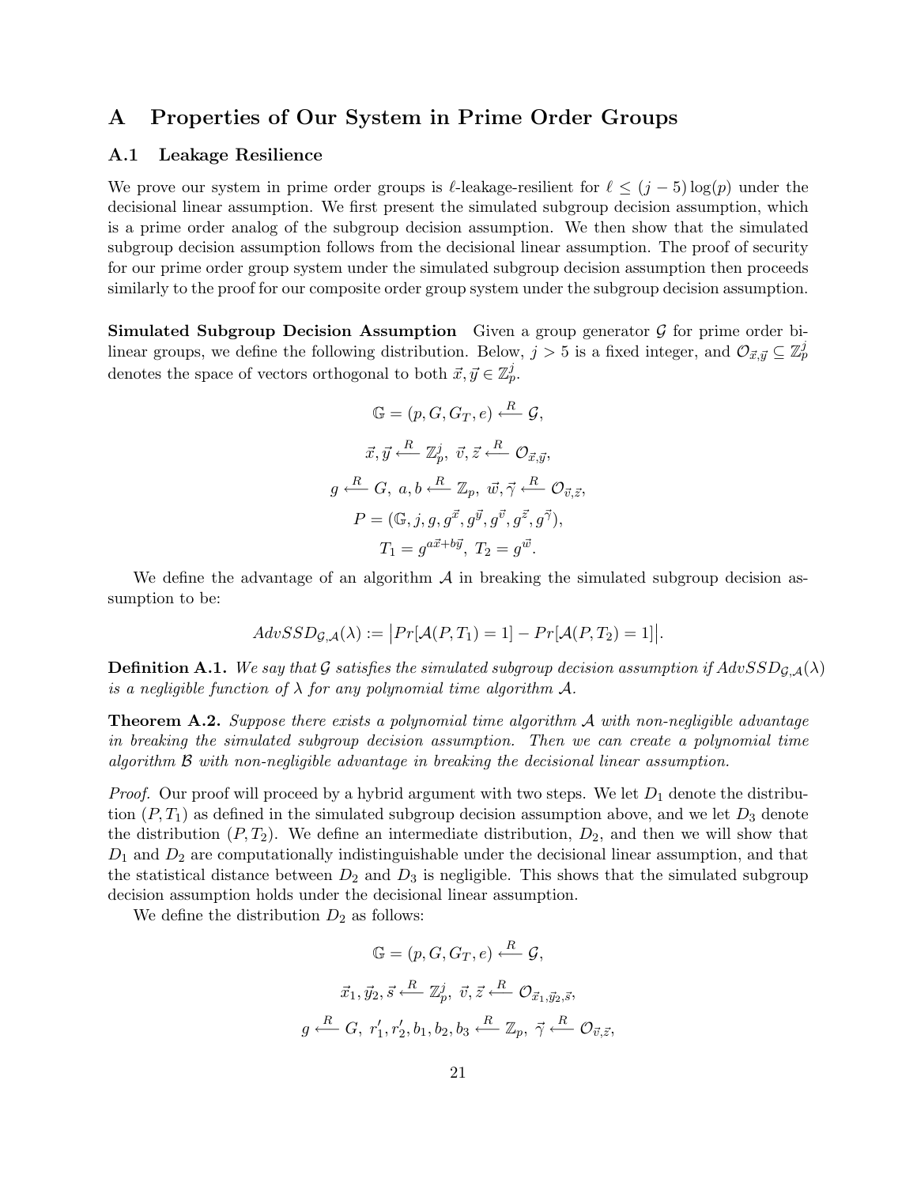## A Properties of Our System in Prime Order Groups

### A.1 Leakage Resilience

We prove our system in prime order groups is $\ell$-leakage-resilient for $\ell \leq (j-5)\log(p)$ under the decisional linear assumption. We first present the simulated subgroup decision assumption, which is a prime order analog of the subgroup decision assumption. We then show that the simulated subgroup decision assumption follows from the decisional linear assumption. The proof of security for our prime order group system under the simulated subgroup decision assumption then proceeds similarly to the proof for our composite order group system under the subgroup decision assumption.

**Simulated Subgroup Decision Assumption** Given a group generator $\mathcal{G}$ for prime order bilinear groups, we define the following distribution. Below, $j > 5$ is a fixed integer, and $\mathcal{O}_{\vec{x},\vec{y}} \subseteq \mathbb{Z}_p^j$ denotes the space of vectors orthogonal to both $\vec{x}, \vec{y} \in \mathbb{Z}_p^j$.

$$\mathbb{G} = (p, G, G_T, e) \xleftarrow{R} \mathcal{G},$$

$$\vec{x}, \vec{y} \xleftarrow{R} \mathbb{Z}_p^j,\ \vec{v}, \vec{z} \xleftarrow{R} \mathcal{O}_{\vec{x},\vec{y}},$$

$$g \xleftarrow{R} G,\ a, b \xleftarrow{R} \mathbb{Z}_p,\ \vec{w}, \vec{\gamma} \xleftarrow{R} \mathcal{O}_{\vec{v},\vec{z}},$$

$$P = (\mathbb{G}, j, g, g^{\vec{x}}, g^{\vec{y}}, g^{\vec{v}}, g^{\vec{z}}, g^{\vec{\gamma}}),$$

$$T_1 = g^{a\vec{x}+b\vec{y}},\ T_2 = g^{\vec{w}}.$$

We define the advantage of an algorithm $\mathcal{A}$ in breaking the simulated subgroup decision assumption to be:

$$AdvSSD_{\mathcal{G},\mathcal{A}}(\lambda) := \big|Pr[\mathcal{A}(P, T_1) = 1] - Pr[\mathcal{A}(P, T_2) = 1]\big|.$$

**Definition A.1.** *We say that $\mathcal{G}$ satisfies the simulated subgroup decision assumption if $AdvSSD_{\mathcal{G},\mathcal{A}}(\lambda)$ is a negligible function of $\lambda$ for any polynomial time algorithm $\mathcal{A}$.*

**Theorem A.2.** *Suppose there exists a polynomial time algorithm $\mathcal{A}$ with non-negligible advantage in breaking the simulated subgroup decision assumption. Then we can create a polynomial time algorithm $\mathcal{B}$ with non-negligible advantage in breaking the decisional linear assumption.*

*Proof.* Our proof will proceed by a hybrid argument with two steps. We let $D_1$ denote the distribution $(P, T_1)$ as defined in the simulated subgroup decision assumption above, and we let $D_3$ denote the distribution $(P, T_2)$. We define an intermediate distribution, $D_2$, and then we will show that $D_1$ and $D_2$ are computationally indistinguishable under the decisional linear assumption, and that the statistical distance between $D_2$ and $D_3$ is negligible. This shows that the simulated subgroup decision assumption holds under the decisional linear assumption.

We define the distribution $D_2$ as follows:

$$\mathbb{G} = (p, G, G_T, e) \xleftarrow{R} \mathcal{G},$$

$$\vec{x}_1, \vec{y}_2, \vec{s} \xleftarrow{R} \mathbb{Z}_p^j,\ \vec{v}, \vec{z} \xleftarrow{R} \mathcal{O}_{\vec{x}_1,\vec{y}_2,\vec{s}},$$

$$g \xleftarrow{R} G,\ r_1', r_2', b_1, b_2, b_3 \xleftarrow{R} \mathbb{Z}_p,\ \vec{\gamma} \xleftarrow{R} \mathcal{O}_{\vec{v},\vec{z}},$$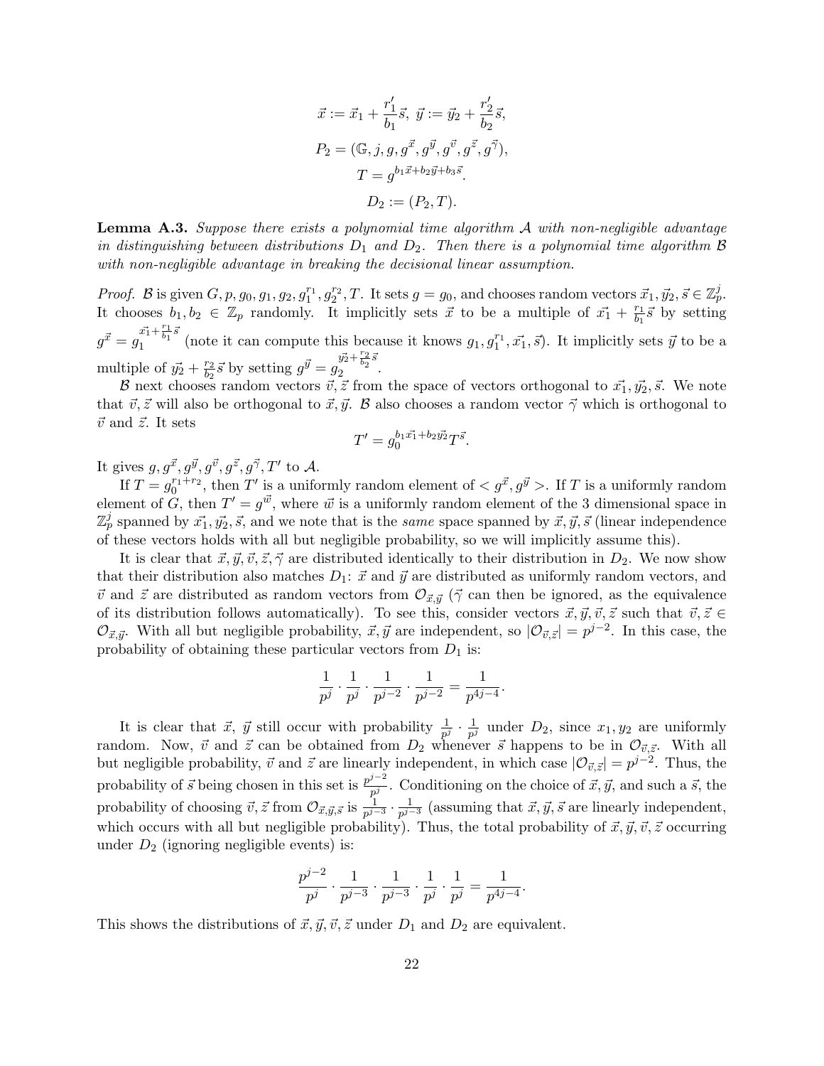$$\vec{x} := \vec{x}_1 + \frac{r_1'}{b_1}\vec{s},\ \vec{y} := \vec{y}_2 + \frac{r_2'}{b_2}\vec{s},$$

$$P_2 = (\mathbb{G}, j, g, g^{\vec{x}}, g^{\vec{y}}, g^{\vec{v}}, g^{\vec{z}}, g^{\vec{\gamma}}),$$

$$T = g^{b_1\vec{x} + b_2\vec{y} + b_3\vec{s}}.$$

$$D_2 := (P_2, T).$$

**Lemma A.3.** *Suppose there exists a polynomial time algorithm $\mathcal{A}$ with non-negligible advantage in distinguishing between distributions $D_1$ and $D_2$. Then there is a polynomial time algorithm $\mathcal{B}$ with non-negligible advantage in breaking the decisional linear assumption.*

*Proof.* $\mathcal{B}$ is given $G, p, g_0, g_1, g_2, g_1^{r_1}, g_2^{r_2}, T$. It sets $g = g_0$, and chooses random vectors $\vec{x_1}, \vec{y_2}, \vec{s} \in \mathbb{Z}_p^j$. It chooses $b_1, b_2 \in \mathbb{Z}_p$ randomly. It implicitly sets $\vec{x}$ to be a multiple of $\vec{x_1} + \frac{r_1}{b_1}\vec{s}$ by setting $g^{\vec{x}} = g_1^{\vec{x_1} + \frac{r_1}{b_1}\vec{s}}$ (note it can compute this because it knows $g_1, g_1^{r_1}, \vec{x_1}, \vec{s}$). It implicitly sets $\vec{y}$ to be a multiple of $\vec{y_2} + \frac{r_2}{b_2}\vec{s}$ by setting $g^{\vec{y}} = g_2^{\vec{y_2} + \frac{r_2}{b_2}\vec{s}}$.

$\mathcal{B}$ next chooses random vectors $\vec{v}, \vec{z}$ from the space of vectors orthogonal to $\vec{x_1}, \vec{y_2}, \vec{s}$. We note that $\vec{v}, \vec{z}$ will also be orthogonal to $\vec{x}, \vec{y}$. $\mathcal{B}$ also chooses a random vector $\vec{\gamma}$ which is orthogonal to $\vec{v}$ and $\vec{z}$. It sets

$$T' = g_0^{b_1\vec{x_1} + b_2\vec{y_2}} T^{\vec{s}}.$$

It gives $g, g^{\vec{x}}, g^{\vec{y}}, g^{\vec{v}}, g^{\vec{z}}, g^{\vec{\gamma}}, T'$ to $\mathcal{A}$.

If $T = g_0^{r_1 + r_2}$, then $T'$ is a uniformly random element of $< g^{\vec{x}}, g^{\vec{y}} >$. If $T$ is a uniformly random element of $G$, then $T' = g^{\vec{w}}$, where $\vec{w}$ is a uniformly random element of the 3 dimensional space in $\mathbb{Z}_p^j$ spanned by $\vec{x_1}, \vec{y_2}, \vec{s}$, and we note that is the *same* space spanned by $\vec{x}, \vec{y}, \vec{s}$ (linear independence of these vectors holds with all but negligible probability, so we will implicitly assume this).

It is clear that $\vec{x}, \vec{y}, \vec{v}, \vec{z}, \vec{\gamma}$ are distributed identically to their distribution in $D_2$. We now show that their distribution also matches $D_1$: $\vec{x}$ and $\vec{y}$ are distributed as uniformly random vectors, and $\vec{v}$ and $\vec{z}$ are distributed as random vectors from $\mathcal{O}_{\vec{x},\vec{y}}$ ($\vec{\gamma}$ can then be ignored, as the equivalence of its distribution follows automatically). To see this, consider vectors $\vec{x}, \vec{y}, \vec{v}, \vec{z}$ such that $\vec{v}, \vec{z} \in \mathcal{O}_{\vec{x},\vec{y}}$. With all but negligible probability, $\vec{x}, \vec{y}$ are independent, so $|\mathcal{O}_{\vec{v},\vec{z}}| = p^{j-2}$. In this case, the probability of obtaining these particular vectors from $D_1$ is:

$$\frac{1}{p^j} \cdot \frac{1}{p^j} \cdot \frac{1}{p^{j-2}} \cdot \frac{1}{p^{j-2}} = \frac{1}{p^{4j-4}}.$$

It is clear that $\vec{x}$, $\vec{y}$ still occur with probability $\frac{1}{p^j} \cdot \frac{1}{p^j}$ under $D_2$, since $x_1, y_2$ are uniformly random. Now, $\vec{v}$ and $\vec{z}$ can be obtained from $D_2$ whenever $\vec{s}$ happens to be in $\mathcal{O}_{\vec{v},\vec{z}}$. With all but negligible probability, $\vec{v}$ and $\vec{z}$ are linearly independent, in which case $|\mathcal{O}_{\vec{v},\vec{z}}| = p^{j-2}$. Thus, the probability of $\vec{s}$ being chosen in this set is $\frac{p^{j-2}}{p^j}$. Conditioning on the choice of $\vec{x}, \vec{y}$, and such a $\vec{s}$, the probability of choosing $\vec{v}, \vec{z}$ from $\mathcal{O}_{\vec{x},\vec{y},\vec{s}}$ is $\frac{1}{p^{j-3}} \cdot \frac{1}{p^{j-3}}$ (assuming that $\vec{x}, \vec{y}, \vec{s}$ are linearly independent, which occurs with all but negligible probability). Thus, the total probability of $\vec{x}, \vec{y}, \vec{v}, \vec{z}$ occurring under $D_2$ (ignoring negligible events) is:

$$\frac{p^{j-2}}{p^j} \cdot \frac{1}{p^{j-3}} \cdot \frac{1}{p^{j-3}} \cdot \frac{1}{p^j} \cdot \frac{1}{p^j} = \frac{1}{p^{4j-4}}.$$

This shows the distributions of $\vec{x}, \vec{y}, \vec{v}, \vec{z}$ under $D_1$ and $D_2$ are equivalent.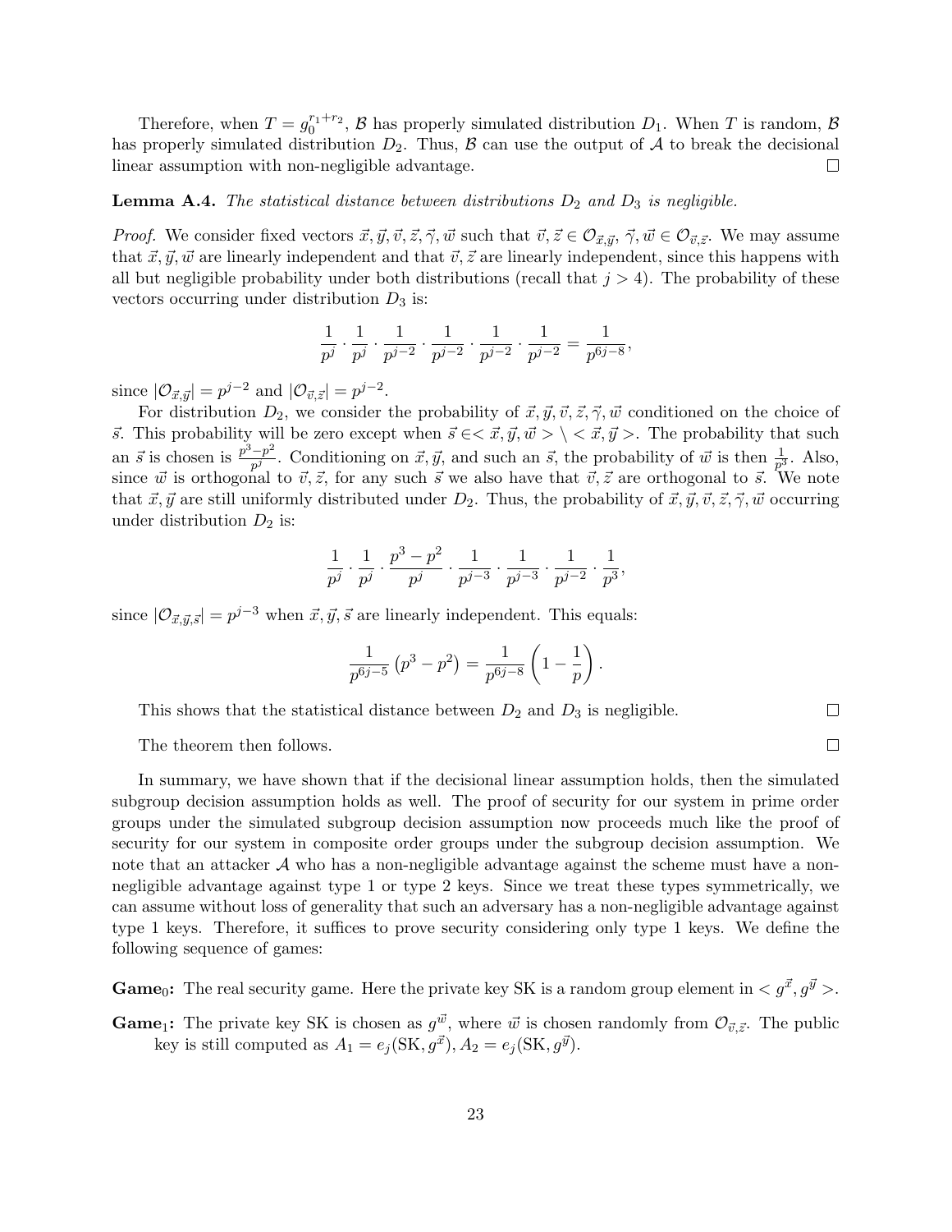Therefore, when $T = g_0^{r_1+r_2}$, $\mathcal{B}$ has properly simulated distribution $D_1$. When $T$ is random, $\mathcal{B}$ has properly simulated distribution $D_2$. Thus, $\mathcal{B}$ can use the output of $\mathcal{A}$ to break the decisional linear assumption with non-negligible advantage. □

**Lemma A.4.** *The statistical distance between distributions $D_2$ and $D_3$ is negligible.*

*Proof.* We consider fixed vectors $\vec{x}, \vec{y}, \vec{v}, \vec{z}, \vec{\gamma}, \vec{w}$ such that $\vec{v}, \vec{z} \in \mathcal{O}_{\vec{x},\vec{y}}$, $\vec{\gamma}, \vec{w} \in \mathcal{O}_{\vec{v},\vec{z}}$. We may assume that $\vec{x}, \vec{y}, \vec{w}$ are linearly independent and that $\vec{v}, \vec{z}$ are linearly independent, since this happens with all but negligible probability under both distributions (recall that $j > 4$). The probability of these vectors occurring under distribution $D_3$ is:

$$\frac{1}{p^j} \cdot \frac{1}{p^j} \cdot \frac{1}{p^{j-2}} \cdot \frac{1}{p^{j-2}} \cdot \frac{1}{p^{j-2}} \cdot \frac{1}{p^{j-2}} = \frac{1}{p^{6j-8}},$$

since $|\mathcal{O}_{\vec{x},\vec{y}}| = p^{j-2}$ and $|\mathcal{O}_{\vec{v},\vec{z}}| = p^{j-2}$.

For distribution $D_2$, we consider the probability of $\vec{x}, \vec{y}, \vec{v}, \vec{z}, \vec{\gamma}, \vec{w}$ conditioned on the choice of $\vec{s}$. This probability will be zero except when $\vec{s} \in < \vec{x}, \vec{y}, \vec{w} > \setminus < \vec{x}, \vec{y} >$. The probability that such an $\vec{s}$ is chosen is $\frac{p^3-p^2}{p^j}$. Conditioning on $\vec{x}, \vec{y}$, and such an $\vec{s}$, the probability of $\vec{w}$ is then $\frac{1}{p^3}$. Also, since $\vec{w}$ is orthogonal to $\vec{v}, \vec{z}$, for any such $\vec{s}$ we also have that $\vec{v}, \vec{z}$ are orthogonal to $\vec{s}$. We note that $\vec{x}, \vec{y}$ are still uniformly distributed under $D_2$. Thus, the probability of $\vec{x}, \vec{y}, \vec{v}, \vec{z}, \vec{\gamma}, \vec{w}$ occurring under distribution $D_2$ is:

$$\frac{1}{p^j} \cdot \frac{1}{p^j} \cdot \frac{p^3 - p^2}{p^j} \cdot \frac{1}{p^{j-3}} \cdot \frac{1}{p^{j-3}} \cdot \frac{1}{p^{j-2}} \cdot \frac{1}{p^3},$$

since $|\mathcal{O}_{\vec{x},\vec{y},\vec{s}}| = p^{j-3}$ when $\vec{x}, \vec{y}, \vec{s}$ are linearly independent. This equals:

$$\frac{1}{p^{6j-5}} \left(p^3 - p^2\right) = \frac{1}{p^{6j-8}} \left(1 - \frac{1}{p}\right).$$

This shows that the statistical distance between $D_2$ and $D_3$ is negligible. □

The theorem then follows. □

In summary, we have shown that if the decisional linear assumption holds, then the simulated subgroup decision assumption holds as well. The proof of security for our system in prime order groups under the simulated subgroup decision assumption now proceeds much like the proof of security for our system in composite order groups under the subgroup decision assumption. We note that an attacker $\mathcal{A}$ who has a non-negligible advantage against the scheme must have a non-negligible advantage against type 1 or type 2 keys. Since we treat these types symmetrically, we can assume without loss of generality that such an adversary has a non-negligible advantage against type 1 keys. Therefore, it suffices to prove security considering only type 1 keys. We define the following sequence of games:

**Game$_0$:** The real security game. Here the private key SK is a random group element in $< g^{\vec{x}}, g^{\vec{y}} >$.

**Game$_1$:** The private key SK is chosen as $g^{\vec{w}}$, where $\vec{w}$ is chosen randomly from $\mathcal{O}_{\vec{v},\vec{z}}$. The public key is still computed as $A_1 = e_j(\text{SK}, g^{\vec{x}}), A_2 = e_j(\text{SK}, g^{\vec{y}})$.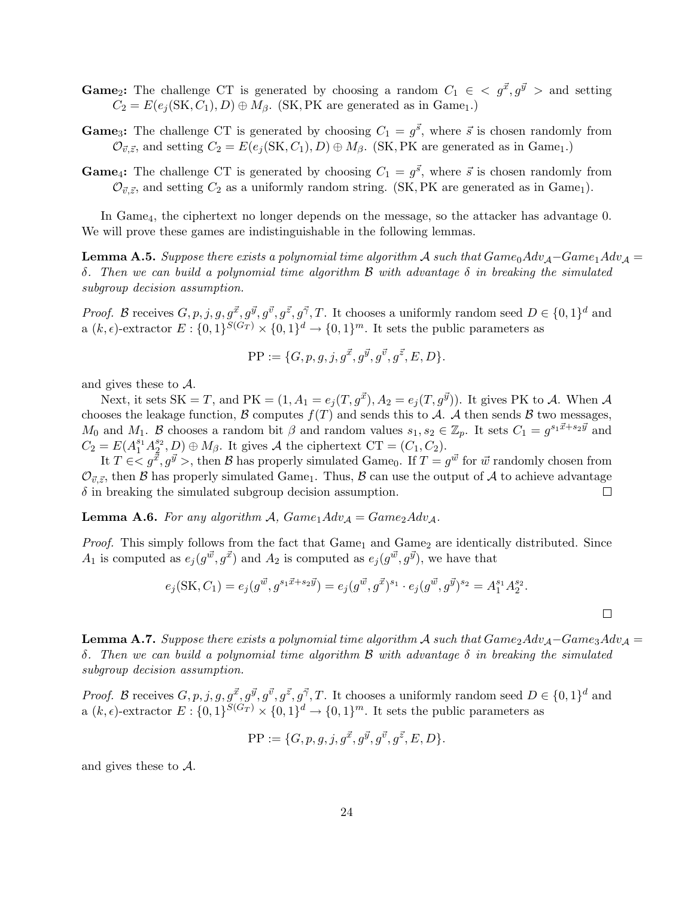**Game$_2$:** The challenge CT is generated by choosing a random $C_1 \in < g^{\vec{x}}, g^{\vec{y}} >$ and setting $C_2 = E(e_j(\text{SK}, C_1), D) \oplus M_\beta$. (SK, PK are generated as in Game$_1$.)

**Game$_3$:** The challenge CT is generated by choosing $C_1 = g^{\vec{s}}$, where $\vec{s}$ is chosen randomly from $\mathcal{O}_{\vec{v},\vec{z}}$, and setting $C_2 = E(e_j(\text{SK}, C_1), D) \oplus M_\beta$. (SK, PK are generated as in Game$_1$.)

**Game$_4$:** The challenge CT is generated by choosing $C_1 = g^{\vec{s}}$, where $\vec{s}$ is chosen randomly from $\mathcal{O}_{\vec{v},\vec{z}}$, and setting $C_2$ as a uniformly random string. (SK, PK are generated as in Game$_1$).

In Game$_4$, the ciphertext no longer depends on the message, so the attacker has advantage 0. We will prove these games are indistinguishable in the following lemmas.

**Lemma A.5.** *Suppose there exists a polynomial time algorithm $\mathcal{A}$ such that $Game_0Adv_{\mathcal{A}} - Game_1Adv_{\mathcal{A}} = \delta$. Then we can build a polynomial time algorithm $\mathcal{B}$ with advantage $\delta$ in breaking the simulated subgroup decision assumption.*

*Proof.* $\mathcal{B}$ receives $G, p, j, g, g^{\vec{x}}, g^{\vec{y}}, g^{\vec{v}}, g^{\vec{z}}, g^{\vec{\gamma}}, T$. It chooses a uniformly random seed $D \in \{0,1\}^d$ and a $(k, \epsilon)$-extractor $E : \{0,1\}^{S(G_T)} \times \{0,1\}^d \to \{0,1\}^m$. It sets the public parameters as

$$\text{PP} := \{G, p, g, j, g^{\vec{x}}, g^{\vec{y}}, g^{\vec{v}}, g^{\vec{z}}, E, D\}.$$

and gives these to $\mathcal{A}$.

Next, it sets $\text{SK} = T$, and $\text{PK} = (1, A_1 = e_j(T, g^{\vec{x}}), A_2 = e_j(T, g^{\vec{y}}))$. It gives PK to $\mathcal{A}$. When $\mathcal{A}$ chooses the leakage function, $\mathcal{B}$ computes $f(T)$ and sends this to $\mathcal{A}$. $\mathcal{A}$ then sends $\mathcal{B}$ two messages, $M_0$ and $M_1$. $\mathcal{B}$ chooses a random bit $\beta$ and random values $s_1, s_2 \in \mathbb{Z}_p$. It sets $C_1 = g^{s_1\vec{x}+s_2\vec{y}}$ and $C_2 = E(A_1^{s_1}A_2^{s_2}, D) \oplus M_\beta$. It gives $\mathcal{A}$ the ciphertext $\text{CT} = (C_1, C_2)$.

It $T \in < g^{\vec{x}}, g^{\vec{y}} >$, then $\mathcal{B}$ has properly simulated Game$_0$. If $T = g^{\vec{w}}$ for $\vec{w}$ randomly chosen from $\mathcal{O}_{\vec{v},\vec{z}}$, then $\mathcal{B}$ has properly simulated Game$_1$. Thus, $\mathcal{B}$ can use the output of $\mathcal{A}$ to achieve advantage $\delta$ in breaking the simulated subgroup decision assumption. □

**Lemma A.6.** *For any algorithm $\mathcal{A}$, $Game_1Adv_{\mathcal{A}} = Game_2Adv_{\mathcal{A}}$.*

*Proof.* This simply follows from the fact that Game$_1$ and Game$_2$ are identically distributed. Since $A_1$ is computed as $e_j(g^{\vec{w}}, g^{\vec{x}})$ and $A_2$ is computed as $e_j(g^{\vec{w}}, g^{\vec{y}})$, we have that

$$e_j(\text{SK}, C_1) = e_j(g^{\vec{w}}, g^{s_1\vec{x}+s_2\vec{y}}) = e_j(g^{\vec{w}}, g^{\vec{x}})^{s_1} \cdot e_j(g^{\vec{w}}, g^{\vec{y}})^{s_2} = A_1^{s_1}A_2^{s_2}.$$

□

**Lemma A.7.** *Suppose there exists a polynomial time algorithm $\mathcal{A}$ such that $Game_2Adv_{\mathcal{A}} - Game_3Adv_{\mathcal{A}} = \delta$. Then we can build a polynomial time algorithm $\mathcal{B}$ with advantage $\delta$ in breaking the simulated subgroup decision assumption.*

*Proof.* $\mathcal{B}$ receives $G, p, j, g, g^{\vec{x}}, g^{\vec{y}}, g^{\vec{v}}, g^{\vec{z}}, g^{\vec{\gamma}}, T$. It chooses a uniformly random seed $D \in \{0,1\}^d$ and a $(k, \epsilon)$-extractor $E : \{0,1\}^{S(G_T)} \times \{0,1\}^d \to \{0,1\}^m$. It sets the public parameters as

$$\text{PP} := \{G, p, g, j, g^{\vec{x}}, g^{\vec{y}}, g^{\vec{v}}, g^{\vec{z}}, E, D\}.$$

and gives these to $\mathcal{A}$.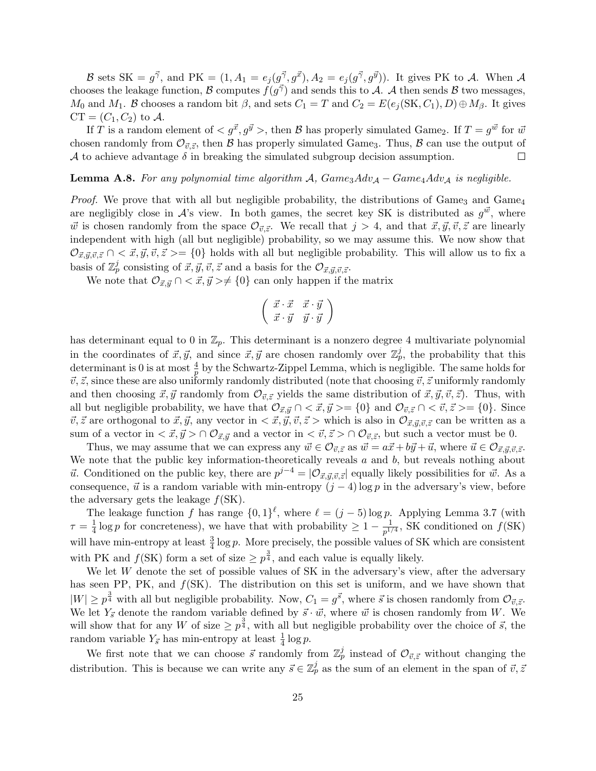$\mathcal{B}$ sets $\text{SK} = g^{\vec{\gamma}}$, and $\text{PK} = (1, A_1 = e_j(g^{\vec{\gamma}}, g^{\vec{x}}), A_2 = e_j(g^{\vec{\gamma}}, g^{\vec{y}}))$. It gives PK to $\mathcal{A}$. When $\mathcal{A}$ chooses the leakage function, $\mathcal{B}$ computes $f(g^{\vec{\gamma}})$ and sends this to $\mathcal{A}$. $\mathcal{A}$ then sends $\mathcal{B}$ two messages, $M_0$ and $M_1$. $\mathcal{B}$ chooses a random bit $\beta$, and sets $C_1 = T$ and $C_2 = E(e_j(\text{SK}, C_1), D) \oplus M_\beta$. It gives $\text{CT} = (C_1, C_2)$ to $\mathcal{A}$.

If $T$ is a random element of $< g^{\vec{x}}, g^{\vec{y}} >$, then $\mathcal{B}$ has properly simulated $\text{Game}_2$. If $T = g^{\vec{w}}$ for $\vec{w}$ chosen randomly from $\mathcal{O}_{\vec{v},\vec{z}}$, then $\mathcal{B}$ has properly simulated $\text{Game}_3$. Thus, $\mathcal{B}$ can use the output of $\mathcal{A}$ to achieve advantage $\delta$ in breaking the simulated subgroup decision assumption. □

**Lemma A.8.** *For any polynomial time algorithm $\mathcal{A}$, $Game_3Adv_{\mathcal{A}} - Game_4Adv_{\mathcal{A}}$ is negligible.*

*Proof.* We prove that with all but negligible probability, the distributions of $\text{Game}_3$ and $\text{Game}_4$ are negligibly close in $\mathcal{A}$'s view. In both games, the secret key SK is distributed as $g^{\vec{w}}$, where $\vec{w}$ is chosen randomly from the space $\mathcal{O}_{\vec{v},\vec{z}}$. We recall that $j > 4$, and that $\vec{x}, \vec{y}, \vec{v}, \vec{z}$ are linearly independent with high (all but negligible) probability, so we may assume this. We now show that $\mathcal{O}_{\vec{x},\vec{y},\vec{v},\vec{z}} \cap < \vec{x}, \vec{y}, \vec{v}, \vec{z} >= \{0\}$ holds with all but negligible probability. This will allow us to fix a basis of $\mathbb{Z}_p^j$ consisting of $\vec{x}, \vec{y}, \vec{v}, \vec{z}$ and a basis for the $\mathcal{O}_{\vec{x},\vec{y},\vec{v},\vec{z}}$.

We note that $\mathcal{O}_{\vec{x},\vec{y}} \cap < \vec{x}, \vec{y} > \neq \{0\}$ can only happen if the matrix

$$\begin{pmatrix} \vec{x} \cdot \vec{x} & \vec{x} \cdot \vec{y} \\ \vec{x} \cdot \vec{y} & \vec{y} \cdot \vec{y} \end{pmatrix}$$

has determinant equal to 0 in $\mathbb{Z}_p$. This determinant is a nonzero degree 4 multivariate polynomial in the coordinates of $\vec{x}, \vec{y}$, and since $\vec{x}, \vec{y}$ are chosen randomly over $\mathbb{Z}_p^j$, the probability that this determinant is 0 is at most $\frac{4}{p}$ by the Schwartz-Zippel Lemma, which is negligible. The same holds for $\vec{v}, \vec{z}$, since these are also uniformly randomly distributed (note that choosing $\vec{v}, \vec{z}$ uniformly randomly and then choosing $\vec{x}, \vec{y}$ randomly from $\mathcal{O}_{\vec{v},\vec{z}}$ yields the same distribution of $\vec{x}, \vec{y}, \vec{v}, \vec{z}$). Thus, with all but negligible probability, we have that $\mathcal{O}_{\vec{x},\vec{y}} \cap < \vec{x}, \vec{y} >= \{0\}$ and $\mathcal{O}_{\vec{v},\vec{z}} \cap < \vec{v}, \vec{z} >= \{0\}$. Since $\vec{v}, \vec{z}$ are orthogonal to $\vec{x}, \vec{y}$, any vector in $< \vec{x}, \vec{y}, \vec{v}, \vec{z} >$ which is also in $\mathcal{O}_{\vec{x},\vec{y},\vec{v},\vec{z}}$ can be written as a sum of a vector in $< \vec{x}, \vec{y} > \cap \mathcal{O}_{\vec{x},\vec{y}}$ and a vector in $< \vec{v}, \vec{z} > \cap \mathcal{O}_{\vec{v},\vec{z}}$, but such a vector must be 0.

Thus, we may assume that we can express any $\vec{w} \in \mathcal{O}_{\vec{v},\vec{z}}$ as $\vec{w} = a\vec{x} + b\vec{y} + \vec{u}$, where $\vec{u} \in \mathcal{O}_{\vec{x},\vec{y},\vec{v},\vec{z}}$. We note that the public key information-theoretically reveals $a$ and $b$, but reveals nothing about $\vec{u}$. Conditioned on the public key, there are $p^{j-4} = |\mathcal{O}_{\vec{x},\vec{y},\vec{v},\vec{z}}|$ equally likely possibilities for $\vec{w}$. As a consequence, $\vec{u}$ is a random variable with min-entropy $(j-4)\log p$ in the adversary's view, before the adversary gets the leakage $f(\text{SK})$.

The leakage function $f$ has range $\{0,1\}^\ell$, where $\ell = (j-5)\log p$. Applying Lemma 3.7 (with $\tau = \frac{1}{4}\log p$ for concreteness), we have that with probability $\geq 1 - \frac{1}{p^{1/4}}$, SK conditioned on $f(\text{SK})$ will have min-entropy at least $\frac{3}{4}\log p$. More precisely, the possible values of SK which are consistent with PK and $f(\text{SK})$ form a set of size $\geq p^{\frac{3}{4}}$, and each value is equally likely.

We let $W$ denote the set of possible values of SK in the adversary's view, after the adversary has seen PP, PK, and $f(\text{SK})$. The distribution on this set is uniform, and we have shown that $|W| \geq p^{\frac{3}{4}}$ with all but negligible probability. Now, $C_1 = g^{\vec{s}}$, where $\vec{s}$ is chosen randomly from $\mathcal{O}_{\vec{v},\vec{z}}$. We let $Y_{\vec{s}}$ denote the random variable defined by $\vec{s} \cdot \vec{w}$, where $\vec{w}$ is chosen randomly from $W$. We will show that for any $W$ of size $\geq p^{\frac{3}{4}}$, with all but negligible probability over the choice of $\vec{s}$, the random variable $Y_{\vec{s}}$ has min-entropy at least $\frac{1}{4}\log p$.

We first note that we can choose $\vec{s}$ randomly from $\mathbb{Z}_p^j$ instead of $\mathcal{O}_{\vec{v},\vec{z}}$ without changing the distribution. This is because we can write any $\vec{s} \in \mathbb{Z}_p^j$ as the sum of an element in the span of $\vec{v}, \vec{z}$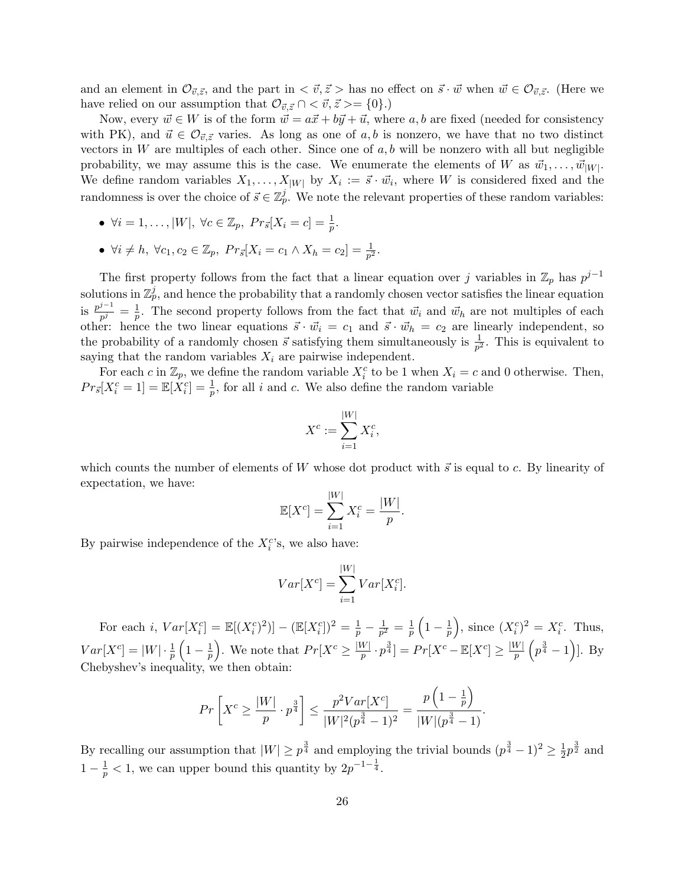and an element in $\mathcal{O}_{\vec{v},\vec{z}}$, and the part in $< \vec{v}, \vec{z} >$ has no effect on $\vec{s} \cdot \vec{w}$ when $\vec{w} \in \mathcal{O}_{\vec{v},\vec{z}}$. (Here we have relied on our assumption that $\mathcal{O}_{\vec{v},\vec{z}} \cap < \vec{v}, \vec{z} >= \{0\}$.)

Now, every $\vec{w} \in W$ is of the form $\vec{w} = a\vec{x} + b\vec{y} + \vec{u}$, where $a, b$ are fixed (needed for consistency with PK), and $\vec{u} \in \mathcal{O}_{\vec{v},\vec{z}}$ varies. As long as one of $a, b$ is nonzero, we have that no two distinct vectors in $W$ are multiples of each other. Since one of $a, b$ will be nonzero with all but negligible probability, we may assume this is the case. We enumerate the elements of $W$ as $\vec{w}_1, \ldots, \vec{w}_{|W|}$. We define random variables $X_1, \ldots, X_{|W|}$ by $X_i := \vec{s} \cdot \vec{w}_i$, where $W$ is considered fixed and the randomness is over the choice of $\vec{s} \in \mathbb{Z}_p^j$. We note the relevant properties of these random variables:

- $\forall i = 1, \ldots, |W|,\ \forall c \in \mathbb{Z}_p,\ Pr_{\vec{s}}[X_i = c] = \frac{1}{p}$.
- $\forall i \neq h,\ \forall c_1, c_2 \in \mathbb{Z}_p,\ Pr_{\vec{s}}[X_i = c_1 \wedge X_h = c_2] = \frac{1}{p^2}$.

The first property follows from the fact that a linear equation over $j$ variables in $\mathbb{Z}_p$ has $p^{j-1}$ solutions in $\mathbb{Z}_p^j$, and hence the probability that a randomly chosen vector satisfies the linear equation is $\frac{p^{j-1}}{p^j} = \frac{1}{p}$. The second property follows from the fact that $\vec{w}_i$ and $\vec{w}_h$ are not multiples of each other: hence the two linear equations $\vec{s} \cdot \vec{w}_i = c_1$ and $\vec{s} \cdot \vec{w}_h = c_2$ are linearly independent, so the probability of a randomly chosen $\vec{s}$ satisfying them simultaneously is $\frac{1}{p^2}$. This is equivalent to saying that the random variables $X_i$ are pairwise independent.

For each $c$ in $\mathbb{Z}_p$, we define the random variable $X_i^c$ to be 1 when $X_i = c$ and 0 otherwise. Then, $Pr_{\vec{s}}[X_i^c = 1] = \mathbb{E}[X_i^c] = \frac{1}{p}$, for all $i$ and $c$. We also define the random variable

$$X^c := \sum_{i=1}^{|W|} X_i^c,$$

which counts the number of elements of $W$ whose dot product with $\vec{s}$ is equal to $c$. By linearity of expectation, we have:

$$\mathbb{E}[X^c] = \sum_{i=1}^{|W|} X_i^c = \frac{|W|}{p}.$$

By pairwise independence of the $X_i^c$'s, we also have:

$$Var[X^c] = \sum_{i=1}^{|W|} Var[X_i^c].$$

For each $i$, $Var[X_i^c] = \mathbb{E}[(X_i^c)^2)] - (\mathbb{E}[X_i^c])^2 = \frac{1}{p} - \frac{1}{p^2} = \frac{1}{p}\left(1 - \frac{1}{p}\right)$, since $(X_i^c)^2 = X_i^c$. Thus, $Var[X^c] = |W| \cdot \frac{1}{p}\left(1 - \frac{1}{p}\right)$. We note that $Pr[X^c \geq \frac{|W|}{p} \cdot p^{\frac{3}{4}}] = Pr[X^c - \mathbb{E}[X^c] \geq \frac{|W|}{p}\left(p^{\frac{3}{4}} - 1\right)]$. By Chebyshev's inequality, we then obtain:

$$Pr\left[X^c \geq \frac{|W|}{p} \cdot p^{\frac{3}{4}}\right] \leq \frac{p^2 Var[X^c]}{|W|^2(p^{\frac{3}{4}} - 1)^2} = \frac{p\left(1 - \frac{1}{p}\right)}{|W|(p^{\frac{3}{4}} - 1)}.$$

By recalling our assumption that $|W| \geq p^{\frac{3}{4}}$ and employing the trivial bounds $(p^{\frac{3}{4}} - 1)^2 \geq \frac{1}{2}p^{\frac{3}{2}}$ and $1 - \frac{1}{p} < 1$, we can upper bound this quantity by $2p^{-1-\frac{1}{4}}$.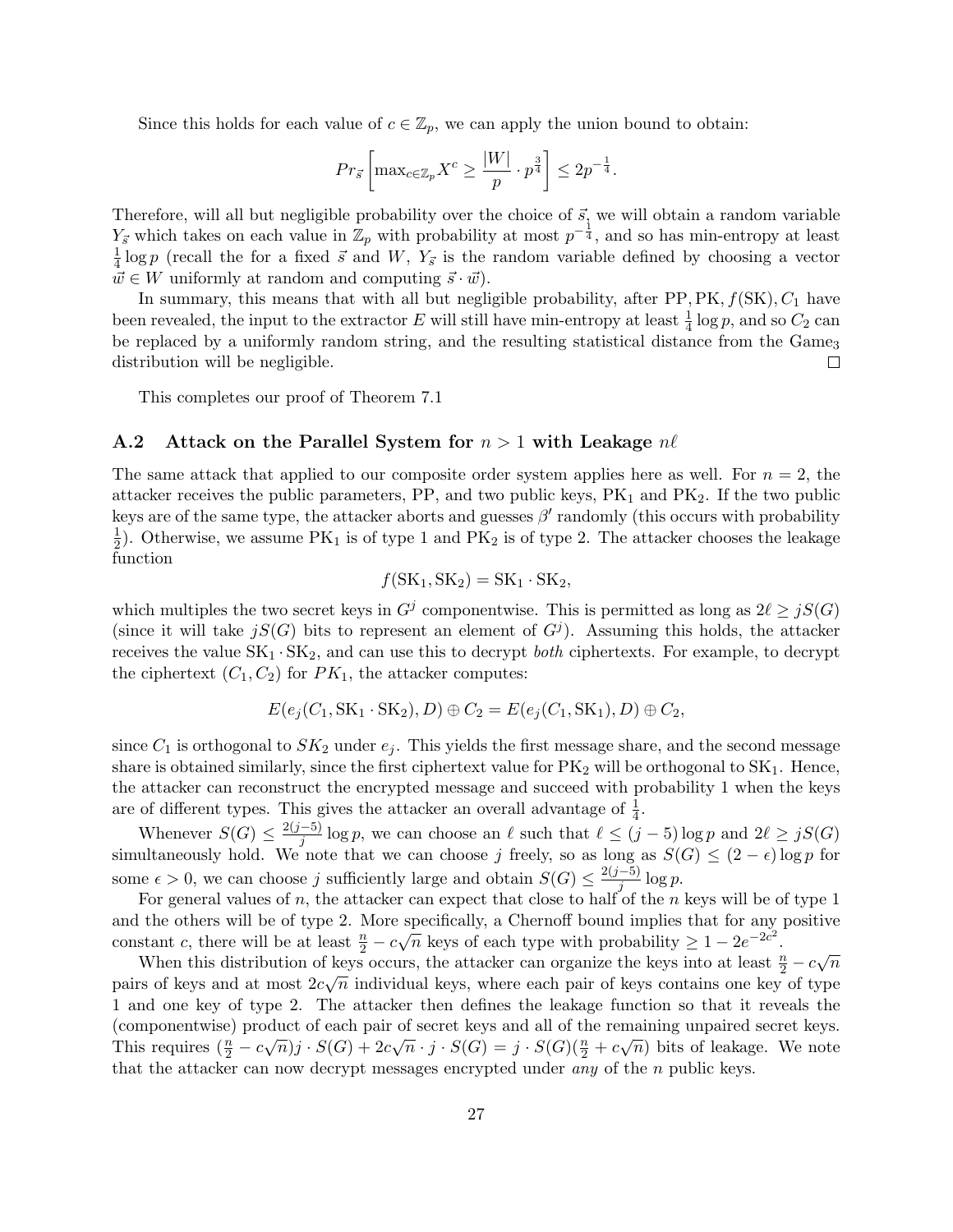Since this holds for each value of $c \in \mathbb{Z}_p$, we can apply the union bound to obtain:

$$Pr_{\vec{s}}\left[\max_{c\in\mathbb{Z}_p} X^c \geq \frac{|W|}{p}\cdot p^{\frac{3}{4}}\right] \leq 2p^{-\frac{1}{4}}.$$

Therefore, will all but negligible probability over the choice of $\vec{s}$, we will obtain a random variable $Y_{\vec{s}}$ which takes on each value in $\mathbb{Z}_p$ with probability at most $p^{-\frac{1}{4}}$, and so has min-entropy at least $\frac{1}{4}\log p$ (recall the for a fixed $\vec{s}$ and $W$, $Y_{\vec{s}}$ is the random variable defined by choosing a vector $\vec{w} \in W$ uniformly at random and computing $\vec{s}\cdot\vec{w}$).

In summary, this means that with all but negligible probability, after PP, PK, $f(\mathrm{SK})$, $C_1$ have been revealed, the input to the extractor $E$ will still have min-entropy at least $\frac{1}{4}\log p$, and so $C_2$ can be replaced by a uniformly random string, and the resulting statistical distance from the Game$_3$ distribution will be negligible. □

This completes our proof of Theorem 7.1

### A.2 Attack on the Parallel System for $n > 1$ with Leakage $n\ell$

The same attack that applied to our composite order system applies here as well. For $n = 2$, the attacker receives the public parameters, PP, and two public keys, $\mathrm{PK}_1$ and $\mathrm{PK}_2$. If the two public keys are of the same type, the attacker aborts and guesses $\beta'$ randomly (this occurs with probability $\frac{1}{2}$). Otherwise, we assume $\mathrm{PK}_1$ is of type 1 and $\mathrm{PK}_2$ is of type 2. The attacker chooses the leakage function

$$f(\mathrm{SK}_1, \mathrm{SK}_2) = \mathrm{SK}_1 \cdot \mathrm{SK}_2,$$

which multiples the two secret keys in $G^j$ componentwise. This is permitted as long as $2\ell \geq jS(G)$ (since it will take $jS(G)$ bits to represent an element of $G^j$). Assuming this holds, the attacker receives the value $\mathrm{SK}_1 \cdot \mathrm{SK}_2$, and can use this to decrypt *both* ciphertexts. For example, to decrypt the ciphertext $(C_1, C_2)$ for $PK_1$, the attacker computes:

$$E(e_j(C_1, \mathrm{SK}_1 \cdot \mathrm{SK}_2), D) \oplus C_2 = E(e_j(C_1, \mathrm{SK}_1), D) \oplus C_2,$$

since $C_1$ is orthogonal to $SK_2$ under $e_j$. This yields the first message share, and the second message share is obtained similarly, since the first ciphertext value for $\mathrm{PK}_2$ will be orthogonal to $\mathrm{SK}_1$. Hence, the attacker can reconstruct the encrypted message and succeed with probability 1 when the keys are of different types. This gives the attacker an overall advantage of $\frac{1}{4}$.

Whenever $S(G) \leq \frac{2(j-5)}{j}\log p$, we can choose an $\ell$ such that $\ell \leq (j-5)\log p$ and $2\ell \geq jS(G)$ simultaneously hold. We note that we can choose $j$ freely, so as long as $S(G) \leq (2-\epsilon)\log p$ for some $\epsilon > 0$, we can choose $j$ sufficiently large and obtain $S(G) \leq \frac{2(j-5)}{j}\log p$.

For general values of $n$, the attacker can expect that close to half of the $n$ keys will be of type 1 and the others will be of type 2. More specifically, a Chernoff bound implies that for any positive constant $c$, there will be at least $\frac{n}{2} - c\sqrt{n}$ keys of each type with probability $\geq 1 - 2e^{-2c^2}$.

When this distribution of keys occurs, the attacker can organize the keys into at least $\frac{n}{2} - c\sqrt{n}$ pairs of keys and at most $2c\sqrt{n}$ individual keys, where each pair of keys contains one key of type 1 and one key of type 2. The attacker then defines the leakage function so that it reveals the (componentwise) product of each pair of secret keys and all of the remaining unpaired secret keys. This requires $(\frac{n}{2} - c\sqrt{n})j \cdot S(G) + 2c\sqrt{n}\cdot j \cdot S(G) = j \cdot S(G)(\frac{n}{2} + c\sqrt{n})$ bits of leakage. We note that the attacker can now decrypt messages encrypted under *any* of the $n$ public keys.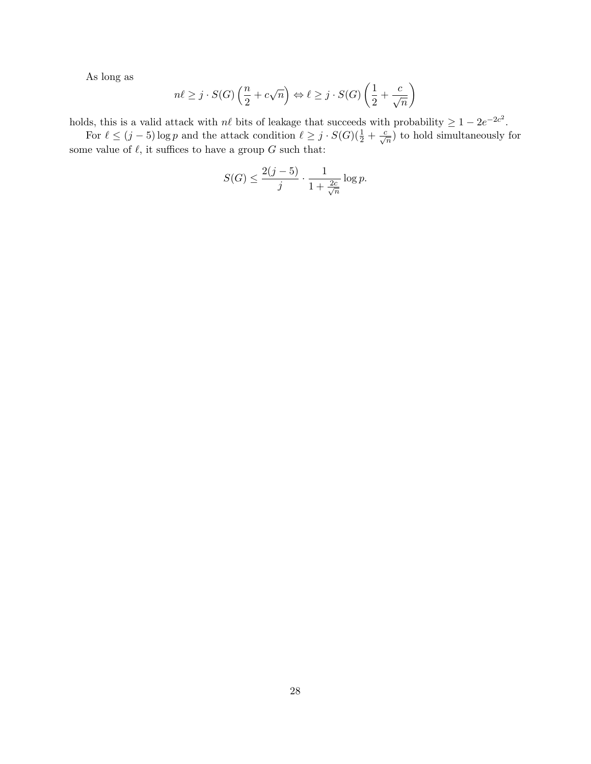As long as

$$n\ell \geq j \cdot S(G) \left( \frac{n}{2} + c\sqrt{n} \right) \Leftrightarrow \ell \geq j \cdot S(G) \left( \frac{1}{2} + \frac{c}{\sqrt{n}} \right)$$

holds, this is a valid attack with $n\ell$ bits of leakage that succeeds with probability $\geq 1 - 2e^{-2c^2}$.

For $\ell \leq (j-5)\log p$ and the attack condition $\ell \geq j \cdot S(G)(\frac{1}{2} + \frac{c}{\sqrt{n}})$ to hold simultaneously for some value of $\ell$, it suffices to have a group $G$ such that:

$$S(G) \leq \frac{2(j-5)}{j} \cdot \frac{1}{1 + \frac{2c}{\sqrt{n}}} \log p.$$